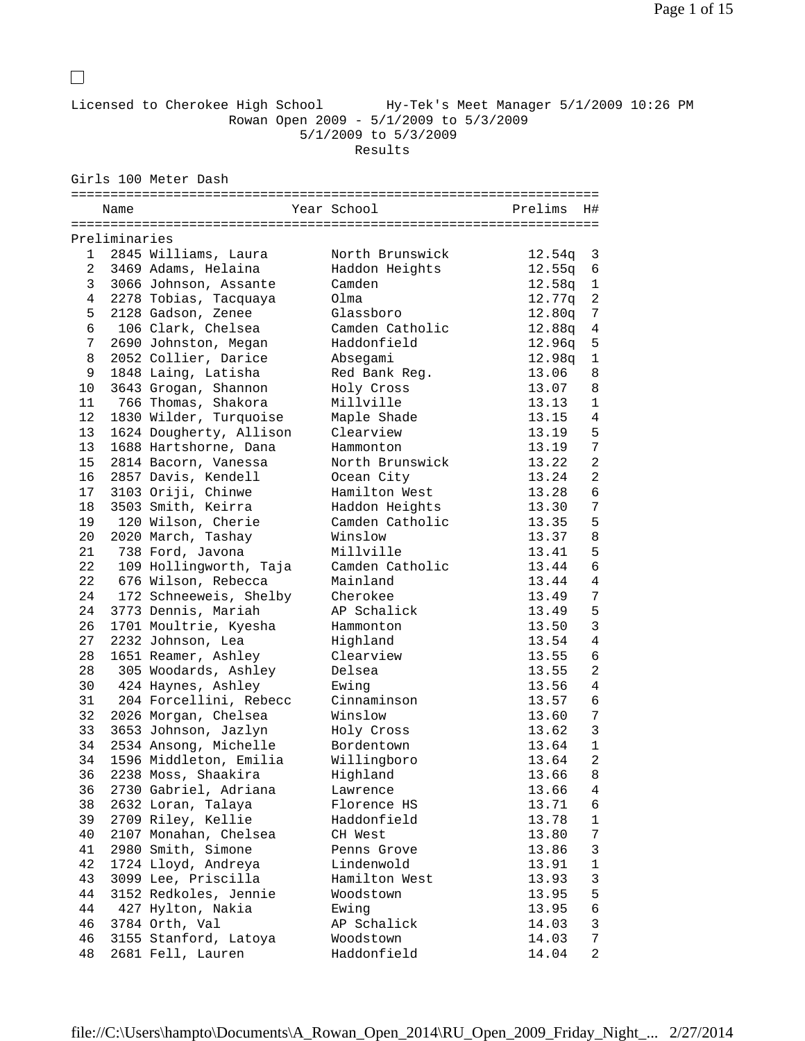Licensed to Cherokee High School Hy-Tek's Meet Manager 5/1/2009 10:26 PM

Rowan Open 2009 - 5/1/2009 to 5/3/2009

5/1/2009 to 5/3/2009

Results

## Girls 100 Meter Dash

| | Name | Year | School | Prelims | H# |
|---|---|---|---|---|---|
| **Preliminaries** | | | | | |
| 1 | 2845 Williams, Laura | | North Brunswick | 12.54q | 3 |
| 2 | 3469 Adams, Helaina | | Haddon Heights | 12.55q | 6 |
| 3 | 3066 Johnson, Assante | | Camden | 12.58q | 1 |
| 4 | 2278 Tobias, Tacquaya | | Olma | 12.77q | 2 |
| 5 | 2128 Gadson, Zenee | | Glassboro | 12.80q | 7 |
| 6 | 106 Clark, Chelsea | | Camden Catholic | 12.88q | 4 |
| 7 | 2690 Johnston, Megan | | Haddonfield | 12.96q | 5 |
| 8 | 2052 Collier, Darice | | Absegami | 12.98q | 1 |
| 9 | 1848 Laing, Latisha | | Red Bank Reg. | 13.06 | 8 |
| 10 | 3643 Grogan, Shannon | | Holy Cross | 13.07 | 8 |
| 11 | 766 Thomas, Shakora | | Millville | 13.13 | 1 |
| 12 | 1830 Wilder, Turquoise | | Maple Shade | 13.15 | 4 |
| 13 | 1624 Dougherty, Allison | | Clearview | 13.19 | 5 |
| 13 | 1688 Hartshorne, Dana | | Hammonton | 13.19 | 7 |
| 15 | 2814 Bacorn, Vanessa | | North Brunswick | 13.22 | 2 |
| 16 | 2857 Davis, Kendell | | Ocean City | 13.24 | 2 |
| 17 | 3103 Oriji, Chinwe | | Hamilton West | 13.28 | 6 |
| 18 | 3503 Smith, Keirra | | Haddon Heights | 13.30 | 7 |
| 19 | 120 Wilson, Cherie | | Camden Catholic | 13.35 | 5 |
| 20 | 2020 March, Tashay | | Winslow | 13.37 | 8 |
| 21 | 738 Ford, Javona | | Millville | 13.41 | 5 |
| 22 | 109 Hollingworth, Taja | | Camden Catholic | 13.44 | 6 |
| 22 | 676 Wilson, Rebecca | | Mainland | 13.44 | 4 |
| 24 | 172 Schneeweis, Shelby | | Cherokee | 13.49 | 7 |
| 24 | 3773 Dennis, Mariah | | AP Schalick | 13.49 | 5 |
| 26 | 1701 Moultrie, Kyesha | | Hammonton | 13.50 | 3 |
| 27 | 2232 Johnson, Lea | | Highland | 13.54 | 4 |
| 28 | 1651 Reamer, Ashley | | Clearview | 13.55 | 6 |
| 28 | 305 Woodards, Ashley | | Delsea | 13.55 | 2 |
| 30 | 424 Haynes, Ashley | | Ewing | 13.56 | 4 |
| 31 | 204 Forcellini, Rebecc | | Cinnaminson | 13.57 | 6 |
| 32 | 2026 Morgan, Chelsea | | Winslow | 13.60 | 7 |
| 33 | 3653 Johnson, Jazlyn | | Holy Cross | 13.62 | 3 |
| 34 | 2534 Ansong, Michelle | | Bordentown | 13.64 | 1 |
| 34 | 1596 Middleton, Emilia | | Willingboro | 13.64 | 2 |
| 36 | 2238 Moss, Shaakira | | Highland | 13.66 | 8 |
| 36 | 2730 Gabriel, Adriana | | Lawrence | 13.66 | 4 |
| 38 | 2632 Loran, Talaya | | Florence HS | 13.71 | 6 |
| 39 | 2709 Riley, Kellie | | Haddonfield | 13.78 | 1 |
| 40 | 2107 Monahan, Chelsea | | CH West | 13.80 | 7 |
| 41 | 2980 Smith, Simone | | Penns Grove | 13.86 | 3 |
| 42 | 1724 Lloyd, Andreya | | Lindenwold | 13.91 | 1 |
| 43 | 3099 Lee, Priscilla | | Hamilton West | 13.93 | 3 |
| 44 | 3152 Redkoles, Jennie | | Woodstown | 13.95 | 5 |
| 44 | 427 Hylton, Nakia | | Ewing | 13.95 | 6 |
| 46 | 3784 Orth, Val | | AP Schalick | 14.03 | 3 |
| 46 | 3155 Stanford, Latoya | | Woodstown | 14.03 | 7 |
| 48 | 2681 Fell, Lauren | | Haddonfield | 14.04 | 2 |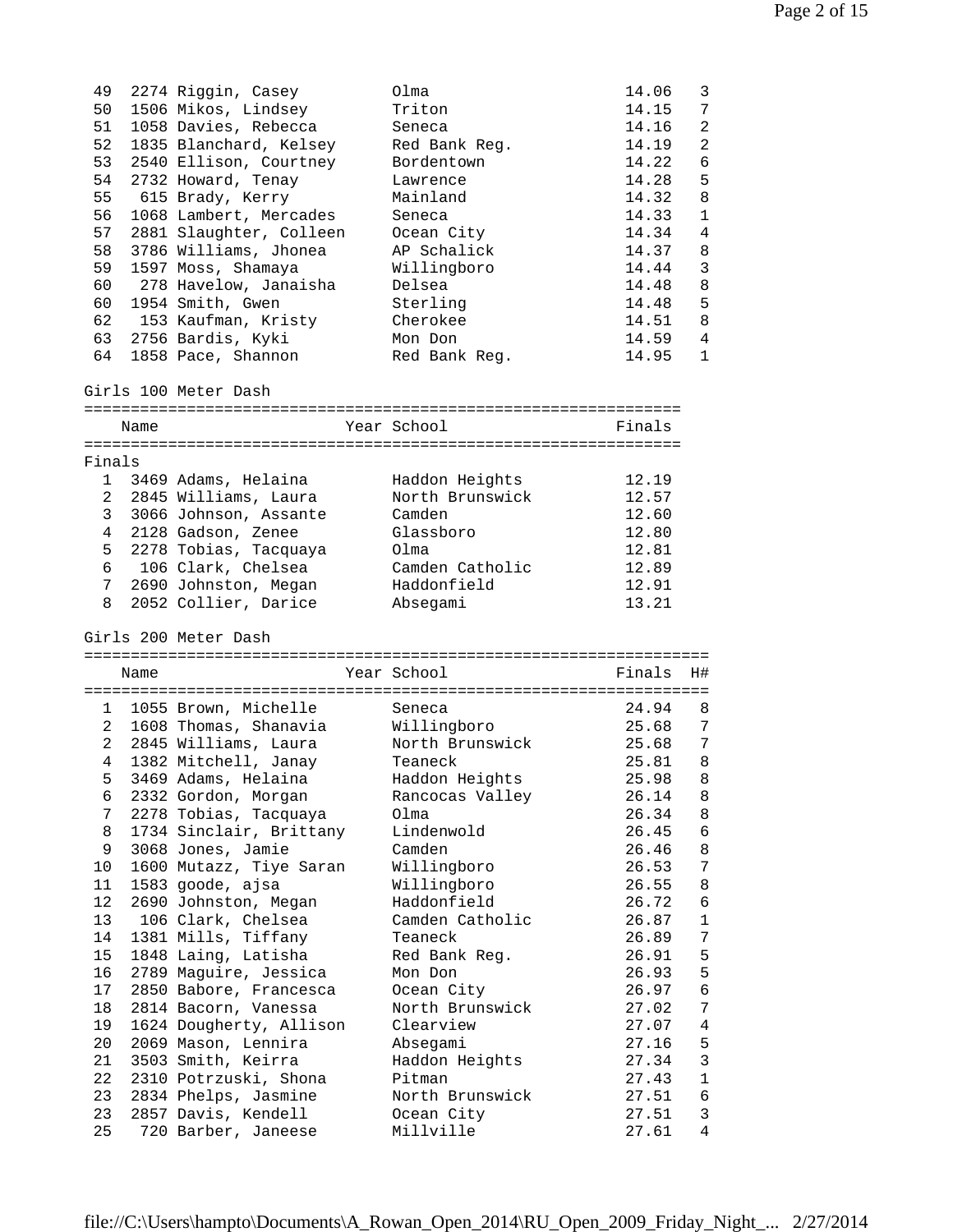| Place | No. | Name | Year | School | Finals | H# |
|---|---|---|---|---|---|---|
| 49 | 2274 | Riggin, Casey | | Olma | 14.06 | 3 |
| 50 | 1506 | Mikos, Lindsey | | Triton | 14.15 | 7 |
| 51 | 1058 | Davies, Rebecca | | Seneca | 14.16 | 2 |
| 52 | 1835 | Blanchard, Kelsey | | Red Bank Reg. | 14.19 | 2 |
| 53 | 2540 | Ellison, Courtney | | Bordentown | 14.22 | 6 |
| 54 | 2732 | Howard, Tenay | | Lawrence | 14.28 | 5 |
| 55 | 615 | Brady, Kerry | | Mainland | 14.32 | 8 |
| 56 | 1068 | Lambert, Mercades | | Seneca | 14.33 | 1 |
| 57 | 2881 | Slaughter, Colleen | | Ocean City | 14.34 | 4 |
| 58 | 3786 | Williams, Jhonea | | AP Schalick | 14.37 | 8 |
| 59 | 1597 | Moss, Shamaya | | Willingboro | 14.44 | 3 |
| 60 | 278 | Havelow, Janaisha | | Delsea | 14.48 | 8 |
| 60 | 1954 | Smith, Gwen | | Sterling | 14.48 | 5 |
| 62 | 153 | Kaufman, Kristy | | Cherokee | 14.51 | 8 |
| 63 | 2756 | Bardis, Kyki | | Mon Don | 14.59 | 4 |
| 64 | 1858 | Pace, Shannon | | Red Bank Reg. | 14.95 | 1 |

## Girls 100 Meter Dash

Finals

| Place | No. | Name | Year | School | Finals |
|---|---|---|---|---|---|
| 1 | 3469 | Adams, Helaina | | Haddon Heights | 12.19 |
| 2 | 2845 | Williams, Laura | | North Brunswick | 12.57 |
| 3 | 3066 | Johnson, Assante | | Camden | 12.60 |
| 4 | 2128 | Gadson, Zenee | | Glassboro | 12.80 |
| 5 | 2278 | Tobias, Tacquaya | | Olma | 12.81 |
| 6 | 106 | Clark, Chelsea | | Camden Catholic | 12.89 |
| 7 | 2690 | Johnston, Megan | | Haddonfield | 12.91 |
| 8 | 2052 | Collier, Darice | | Absegami | 13.21 |

## Girls 200 Meter Dash

| Place | No. | Name | Year | School | Finals | H# |
|---|---|---|---|---|---|---|
| 1 | 1055 | Brown, Michelle | | Seneca | 24.94 | 8 |
| 2 | 1608 | Thomas, Shanavia | | Willingboro | 25.68 | 7 |
| 2 | 2845 | Williams, Laura | | North Brunswick | 25.68 | 7 |
| 4 | 1382 | Mitchell, Janay | | Teaneck | 25.81 | 8 |
| 5 | 3469 | Adams, Helaina | | Haddon Heights | 25.98 | 8 |
| 6 | 2332 | Gordon, Morgan | | Rancocas Valley | 26.14 | 8 |
| 7 | 2278 | Tobias, Tacquaya | | Olma | 26.34 | 8 |
| 8 | 1734 | Sinclair, Brittany | | Lindenwold | 26.45 | 6 |
| 9 | 3068 | Jones, Jamie | | Camden | 26.46 | 8 |
| 10 | 1600 | Mutazz, Tiye Saran | | Willingboro | 26.53 | 7 |
| 11 | 1583 | goode, ajsa | | Willingboro | 26.55 | 8 |
| 12 | 2690 | Johnston, Megan | | Haddonfield | 26.72 | 6 |
| 13 | 106 | Clark, Chelsea | | Camden Catholic | 26.87 | 1 |
| 14 | 1381 | Mills, Tiffany | | Teaneck | 26.89 | 7 |
| 15 | 1848 | Laing, Latisha | | Red Bank Reg. | 26.91 | 5 |
| 16 | 2789 | Maguire, Jessica | | Mon Don | 26.93 | 5 |
| 17 | 2850 | Babore, Francesca | | Ocean City | 26.97 | 6 |
| 18 | 2814 | Bacorn, Vanessa | | North Brunswick | 27.02 | 7 |
| 19 | 1624 | Dougherty, Allison | | Clearview | 27.07 | 4 |
| 20 | 2069 | Mason, Lennira | | Absegami | 27.16 | 5 |
| 21 | 3503 | Smith, Keirra | | Haddon Heights | 27.34 | 3 |
| 22 | 2310 | Potrzuski, Shona | | Pitman | 27.43 | 1 |
| 23 | 2834 | Phelps, Jasmine | | North Brunswick | 27.51 | 6 |
| 23 | 2857 | Davis, Kendell | | Ocean City | 27.51 | 3 |
| 25 | 720 | Barber, Janeese | | Millville | 27.61 | 4 |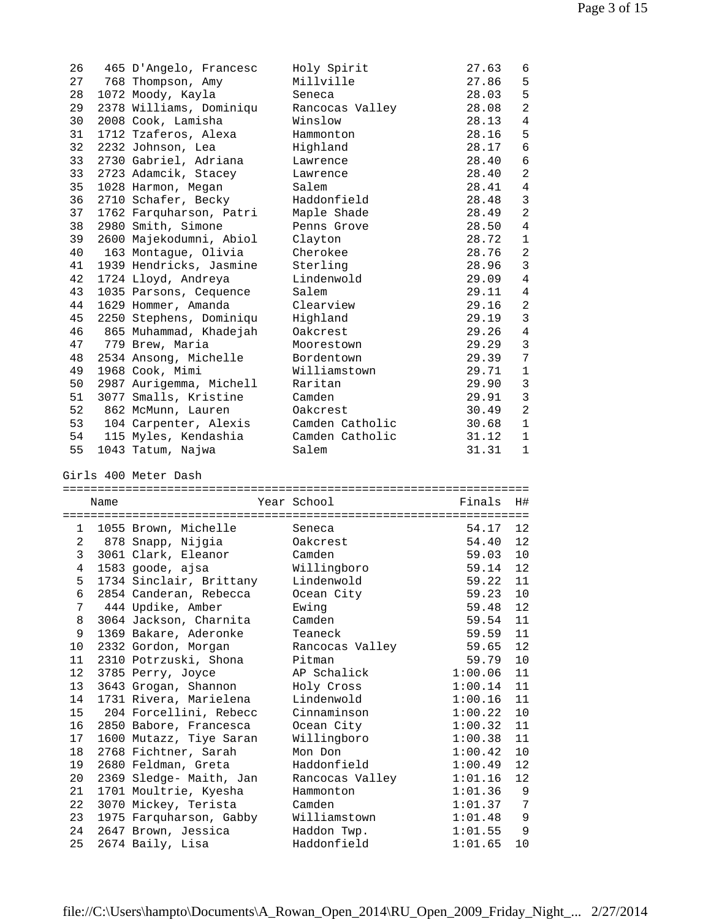| | | | | | |
|---|---|---|---|---|---|
| 26 | 465 D'Angelo, Francesc | | Holy Spirit | 27.63 | 6 |
| 27 | 768 Thompson, Amy | | Millville | 27.86 | 5 |
| 28 | 1072 Moody, Kayla | | Seneca | 28.03 | 5 |
| 29 | 2378 Williams, Dominiqu | | Rancocas Valley | 28.08 | 2 |
| 30 | 2008 Cook, Lamisha | | Winslow | 28.13 | 4 |
| 31 | 1712 Tzaferos, Alexa | | Hammonton | 28.16 | 5 |
| 32 | 2232 Johnson, Lea | | Highland | 28.17 | 6 |
| 33 | 2730 Gabriel, Adriana | | Lawrence | 28.40 | 6 |
| 33 | 2723 Adamcik, Stacey | | Lawrence | 28.40 | 2 |
| 35 | 1028 Harmon, Megan | | Salem | 28.41 | 4 |
| 36 | 2710 Schafer, Becky | | Haddonfield | 28.48 | 3 |
| 37 | 1762 Farquharson, Patri | | Maple Shade | 28.49 | 2 |
| 38 | 2980 Smith, Simone | | Penns Grove | 28.50 | 4 |
| 39 | 2600 Majekodumni, Abiol | | Clayton | 28.72 | 1 |
| 40 | 163 Montague, Olivia | | Cherokee | 28.76 | 2 |
| 41 | 1939 Hendricks, Jasmine | | Sterling | 28.96 | 3 |
| 42 | 1724 Lloyd, Andreya | | Lindenwold | 29.09 | 4 |
| 43 | 1035 Parsons, Cequence | | Salem | 29.11 | 4 |
| 44 | 1629 Hommer, Amanda | | Clearview | 29.16 | 2 |
| 45 | 2250 Stephens, Dominiqu | | Highland | 29.19 | 3 |
| 46 | 865 Muhammad, Khadejah | | Oakcrest | 29.26 | 4 |
| 47 | 779 Brew, Maria | | Moorestown | 29.29 | 3 |
| 48 | 2534 Ansong, Michelle | | Bordentown | 29.39 | 7 |
| 49 | 1968 Cook, Mimi | | Williamstown | 29.71 | 1 |
| 50 | 2987 Aurigemma, Michell | | Raritan | 29.90 | 3 |
| 51 | 3077 Smalls, Kristine | | Camden | 29.91 | 3 |
| 52 | 862 McMunn, Lauren | | Oakcrest | 30.49 | 2 |
| 53 | 104 Carpenter, Alexis | | Camden Catholic | 30.68 | 1 |
| 54 | 115 Myles, Kendashia | | Camden Catholic | 31.12 | 1 |
| 55 | 1043 Tatum, Najwa | | Salem | 31.31 | 1 |

Girls 400 Meter Dash

| | Name | Year | School | Finals | H# |
|---|---|---|---|---|---|
| 1 | 1055 Brown, Michelle | | Seneca | 54.17 | 12 |
| 2 | 878 Snapp, Nijgia | | Oakcrest | 54.40 | 12 |
| 3 | 3061 Clark, Eleanor | | Camden | 59.03 | 10 |
| 4 | 1583 goode, ajsa | | Willingboro | 59.14 | 12 |
| 5 | 1734 Sinclair, Brittany | | Lindenwold | 59.22 | 11 |
| 6 | 2854 Canderan, Rebecca | | Ocean City | 59.23 | 10 |
| 7 | 444 Updike, Amber | | Ewing | 59.48 | 12 |
| 8 | 3064 Jackson, Charnita | | Camden | 59.54 | 11 |
| 9 | 1369 Bakare, Aderonke | | Teaneck | 59.59 | 11 |
| 10 | 2332 Gordon, Morgan | | Rancocas Valley | 59.65 | 12 |
| 11 | 2310 Potrzuski, Shona | | Pitman | 59.79 | 10 |
| 12 | 3785 Perry, Joyce | | AP Schalick | 1:00.06 | 11 |
| 13 | 3643 Grogan, Shannon | | Holy Cross | 1:00.14 | 11 |
| 14 | 1731 Rivera, Marielena | | Lindenwold | 1:00.16 | 11 |
| 15 | 204 Forcellini, Rebecc | | Cinnaminson | 1:00.22 | 10 |
| 16 | 2850 Babore, Francesca | | Ocean City | 1:00.32 | 11 |
| 17 | 1600 Mutazz, Tiye Saran | | Willingboro | 1:00.38 | 11 |
| 18 | 2768 Fichtner, Sarah | | Mon Don | 1:00.42 | 10 |
| 19 | 2680 Feldman, Greta | | Haddonfield | 1:00.49 | 12 |
| 20 | 2369 Sledge- Maith, Jan | | Rancocas Valley | 1:01.16 | 12 |
| 21 | 1701 Moultrie, Kyesha | | Hammonton | 1:01.36 | 9 |
| 22 | 3070 Mickey, Terista | | Camden | 1:01.37 | 7 |
| 23 | 1975 Farquharson, Gabby | | Williamstown | 1:01.48 | 9 |
| 24 | 2647 Brown, Jessica | | Haddon Twp. | 1:01.55 | 9 |
| 25 | 2674 Baily, Lisa | | Haddonfield | 1:01.65 | 10 |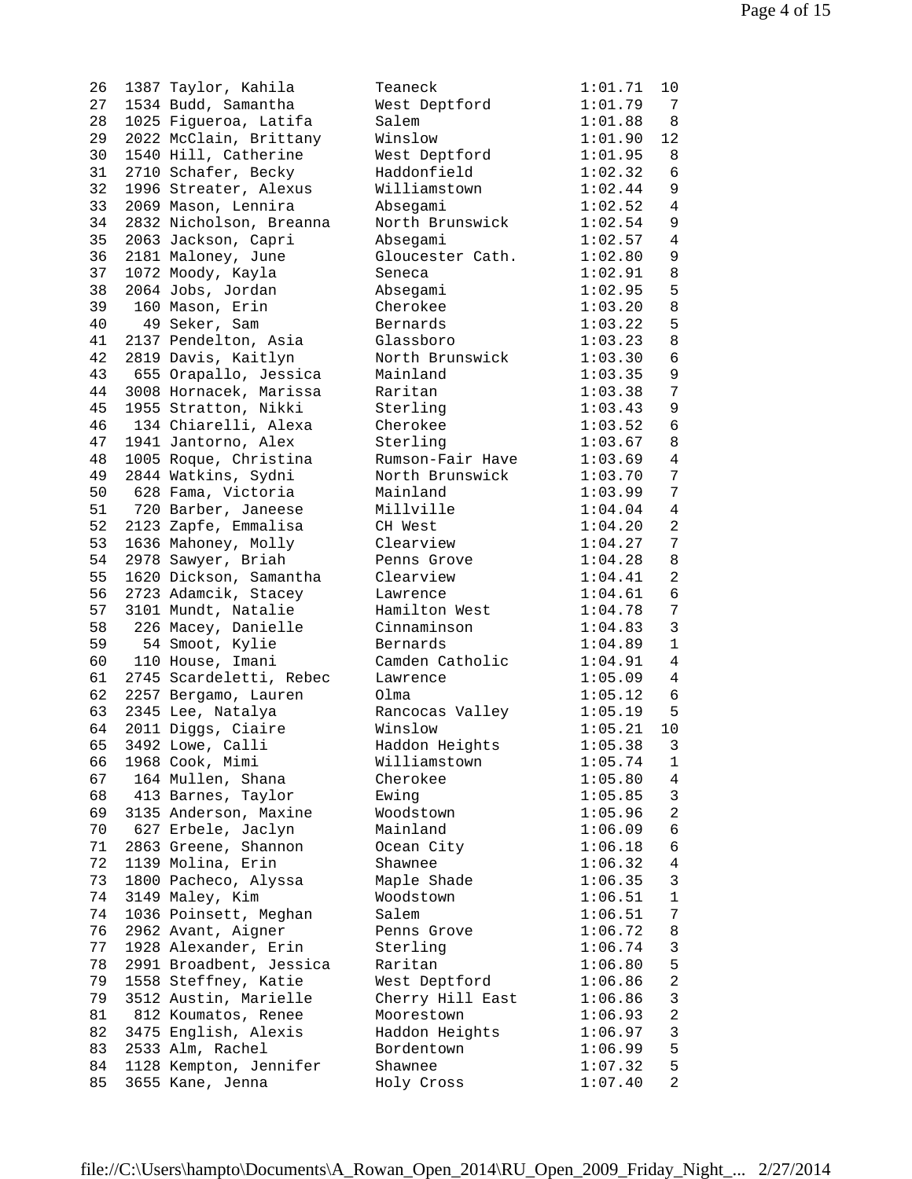| Place | No. | Name | School | Time | Grade |
|---|---|---|---|---|---|
| 26 | 1387 | Taylor, Kahila | Teaneck | 1:01.71 | 10 |
| 27 | 1534 | Budd, Samantha | West Deptford | 1:01.79 | 7 |
| 28 | 1025 | Figueroa, Latifa | Salem | 1:01.88 | 8 |
| 29 | 2022 | McClain, Brittany | Winslow | 1:01.90 | 12 |
| 30 | 1540 | Hill, Catherine | West Deptford | 1:01.95 | 8 |
| 31 | 2710 | Schafer, Becky | Haddonfield | 1:02.32 | 6 |
| 32 | 1996 | Streater, Alexus | Williamstown | 1:02.44 | 9 |
| 33 | 2069 | Mason, Lennira | Absegami | 1:02.52 | 4 |
| 34 | 2832 | Nicholson, Breanna | North Brunswick | 1:02.54 | 9 |
| 35 | 2063 | Jackson, Capri | Absegami | 1:02.57 | 4 |
| 36 | 2181 | Maloney, June | Gloucester Cath. | 1:02.80 | 9 |
| 37 | 1072 | Moody, Kayla | Seneca | 1:02.91 | 8 |
| 38 | 2064 | Jobs, Jordan | Absegami | 1:02.95 | 5 |
| 39 | 160 | Mason, Erin | Cherokee | 1:03.20 | 8 |
| 40 | 49 | Seker, Sam | Bernards | 1:03.22 | 5 |
| 41 | 2137 | Pendelton, Asia | Glassboro | 1:03.23 | 8 |
| 42 | 2819 | Davis, Kaitlyn | North Brunswick | 1:03.30 | 6 |
| 43 | 655 | Orapallo, Jessica | Mainland | 1:03.35 | 9 |
| 44 | 3008 | Hornacek, Marissa | Raritan | 1:03.38 | 7 |
| 45 | 1955 | Stratton, Nikki | Sterling | 1:03.43 | 9 |
| 46 | 134 | Chiarelli, Alexa | Cherokee | 1:03.52 | 6 |
| 47 | 1941 | Jantorno, Alex | Sterling | 1:03.67 | 8 |
| 48 | 1005 | Roque, Christina | Rumson-Fair Have | 1:03.69 | 4 |
| 49 | 2844 | Watkins, Sydni | North Brunswick | 1:03.70 | 7 |
| 50 | 628 | Fama, Victoria | Mainland | 1:03.99 | 7 |
| 51 | 720 | Barber, Janeese | Millville | 1:04.04 | 4 |
| 52 | 2123 | Zapfe, Emmalisa | CH West | 1:04.20 | 2 |
| 53 | 1636 | Mahoney, Molly | Clearview | 1:04.27 | 7 |
| 54 | 2978 | Sawyer, Briah | Penns Grove | 1:04.28 | 8 |
| 55 | 1620 | Dickson, Samantha | Clearview | 1:04.41 | 2 |
| 56 | 2723 | Adamcik, Stacey | Lawrence | 1:04.61 | 6 |
| 57 | 3101 | Mundt, Natalie | Hamilton West | 1:04.78 | 7 |
| 58 | 226 | Macey, Danielle | Cinnaminson | 1:04.83 | 3 |
| 59 | 54 | Smoot, Kylie | Bernards | 1:04.89 | 1 |
| 60 | 110 | House, Imani | Camden Catholic | 1:04.91 | 4 |
| 61 | 2745 | Scardeletti, Rebec | Lawrence | 1:05.09 | 4 |
| 62 | 2257 | Bergamo, Lauren | Olma | 1:05.12 | 6 |
| 63 | 2345 | Lee, Natalya | Rancocas Valley | 1:05.19 | 5 |
| 64 | 2011 | Diggs, Ciaire | Winslow | 1:05.21 | 10 |
| 65 | 3492 | Lowe, Calli | Haddon Heights | 1:05.38 | 3 |
| 66 | 1968 | Cook, Mimi | Williamstown | 1:05.74 | 1 |
| 67 | 164 | Mullen, Shana | Cherokee | 1:05.80 | 4 |
| 68 | 413 | Barnes, Taylor | Ewing | 1:05.85 | 3 |
| 69 | 3135 | Anderson, Maxine | Woodstown | 1:05.96 | 2 |
| 70 | 627 | Erbele, Jaclyn | Mainland | 1:06.09 | 6 |
| 71 | 2863 | Greene, Shannon | Ocean City | 1:06.18 | 6 |
| 72 | 1139 | Molina, Erin | Shawnee | 1:06.32 | 4 |
| 73 | 1800 | Pacheco, Alyssa | Maple Shade | 1:06.35 | 3 |
| 74 | 3149 | Maley, Kim | Woodstown | 1:06.51 | 1 |
| 74 | 1036 | Poinsett, Meghan | Salem | 1:06.51 | 7 |
| 76 | 2962 | Avant, Aigner | Penns Grove | 1:06.72 | 8 |
| 77 | 1928 | Alexander, Erin | Sterling | 1:06.74 | 3 |
| 78 | 2991 | Broadbent, Jessica | Raritan | 1:06.80 | 5 |
| 79 | 1558 | Steffney, Katie | West Deptford | 1:06.86 | 2 |
| 79 | 3512 | Austin, Marielle | Cherry Hill East | 1:06.86 | 3 |
| 81 | 812 | Koumatos, Renee | Moorestown | 1:06.93 | 2 |
| 82 | 3475 | English, Alexis | Haddon Heights | 1:06.97 | 3 |
| 83 | 2533 | Alm, Rachel | Bordentown | 1:06.99 | 5 |
| 84 | 1128 | Kempton, Jennifer | Shawnee | 1:07.32 | 5 |
| 85 | 3655 | Kane, Jenna | Holy Cross | 1:07.40 | 2 |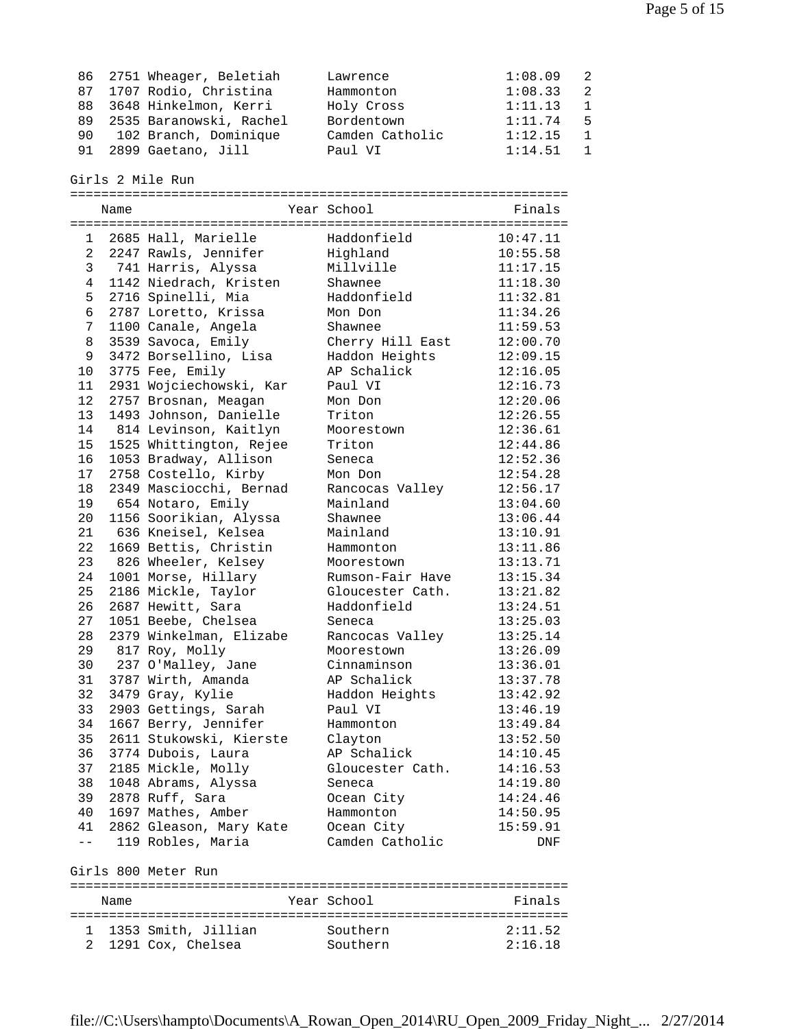| | | | | | |
|---|---|---|---|---|---|
| 86 | 2751 Wheager, Beletiah | | Lawrence | 1:08.09 | 2 |
| 87 | 1707 Rodio, Christina | | Hammonton | 1:08.33 | 2 |
| 88 | 3648 Hinkelmon, Kerri | | Holy Cross | 1:11.13 | 1 |
| 89 | 2535 Baranowski, Rachel | | Bordentown | 1:11.74 | 5 |
| 90 | 102 Branch, Dominique | | Camden Catholic | 1:12.15 | 1 |
| 91 | 2899 Gaetano, Jill | | Paul VI | 1:14.51 | 1 |

Girls 2 Mile Run

| | Name | Year | School | Finals |
|---|---|---|---|---|
| 1 | 2685 Hall, Marielle | | Haddonfield | 10:47.11 |
| 2 | 2247 Rawls, Jennifer | | Highland | 10:55.58 |
| 3 | 741 Harris, Alyssa | | Millville | 11:17.15 |
| 4 | 1142 Niedrach, Kristen | | Shawnee | 11:18.30 |
| 5 | 2716 Spinelli, Mia | | Haddonfield | 11:32.81 |
| 6 | 2787 Loretto, Krissa | | Mon Don | 11:34.26 |
| 7 | 1100 Canale, Angela | | Shawnee | 11:59.53 |
| 8 | 3539 Savoca, Emily | | Cherry Hill East | 12:00.70 |
| 9 | 3472 Borsellino, Lisa | | Haddon Heights | 12:09.15 |
| 10 | 3775 Fee, Emily | | AP Schalick | 12:16.05 |
| 11 | 2931 Wojciechowski, Kar | | Paul VI | 12:16.73 |
| 12 | 2757 Brosnan, Meagan | | Mon Don | 12:20.06 |
| 13 | 1493 Johnson, Danielle | | Triton | 12:26.55 |
| 14 | 814 Levinson, Kaitlyn | | Moorestown | 12:36.61 |
| 15 | 1525 Whittington, Rejee | | Triton | 12:44.86 |
| 16 | 1053 Bradway, Allison | | Seneca | 12:52.36 |
| 17 | 2758 Costello, Kirby | | Mon Don | 12:54.28 |
| 18 | 2349 Masciocchi, Bernad | | Rancocas Valley | 12:56.17 |
| 19 | 654 Notaro, Emily | | Mainland | 13:04.60 |
| 20 | 1156 Soorikian, Alyssa | | Shawnee | 13:06.44 |
| 21 | 636 Kneisel, Kelsea | | Mainland | 13:10.91 |
| 22 | 1669 Bettis, Christin | | Hammonton | 13:11.86 |
| 23 | 826 Wheeler, Kelsey | | Moorestown | 13:13.71 |
| 24 | 1001 Morse, Hillary | | Rumson-Fair Have | 13:15.34 |
| 25 | 2186 Mickle, Taylor | | Gloucester Cath. | 13:21.82 |
| 26 | 2687 Hewitt, Sara | | Haddonfield | 13:24.51 |
| 27 | 1051 Beebe, Chelsea | | Seneca | 13:25.03 |
| 28 | 2379 Winkelman, Elizabe | | Rancocas Valley | 13:25.14 |
| 29 | 817 Roy, Molly | | Moorestown | 13:26.09 |
| 30 | 237 O'Malley, Jane | | Cinnaminson | 13:36.01 |
| 31 | 3787 Wirth, Amanda | | AP Schalick | 13:37.78 |
| 32 | 3479 Gray, Kylie | | Haddon Heights | 13:42.92 |
| 33 | 2903 Gettings, Sarah | | Paul VI | 13:46.19 |
| 34 | 1667 Berry, Jennifer | | Hammonton | 13:49.84 |
| 35 | 2611 Stukowski, Kierste | | Clayton | 13:52.50 |
| 36 | 3774 Dubois, Laura | | AP Schalick | 14:10.45 |
| 37 | 2185 Mickle, Molly | | Gloucester Cath. | 14:16.53 |
| 38 | 1048 Abrams, Alyssa | | Seneca | 14:19.80 |
| 39 | 2878 Ruff, Sara | | Ocean City | 14:24.46 |
| 40 | 1697 Mathes, Amber | | Hammonton | 14:50.95 |
| 41 | 2862 Gleason, Mary Kate | | Ocean City | 15:59.91 |
| -- | 119 Robles, Maria | | Camden Catholic | DNF |

Girls 800 Meter Run

| | Name | Year | School | Finals |
|---|---|---|---|---|
| 1 | 1353 Smith, Jillian | | Southern | 2:11.52 |
| 2 | 1291 Cox, Chelsea | | Southern | 2:16.18 |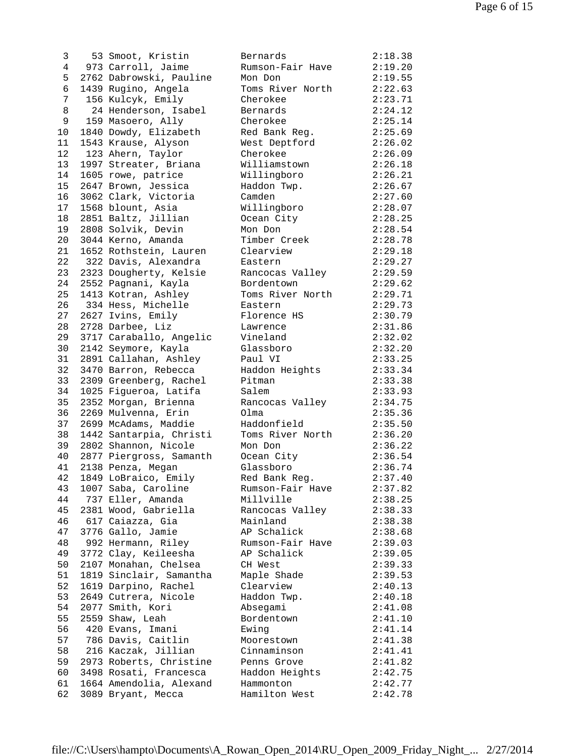| Place | No. | Name | School | Time |
|---|---|---|---|---|
| 3 | 53 | Smoot, Kristin | Bernards | 2:18.38 |
| 4 | 973 | Carroll, Jaime | Rumson-Fair Have | 2:19.20 |
| 5 | 2762 | Dabrowski, Pauline | Mon Don | 2:19.55 |
| 6 | 1439 | Rugino, Angela | Toms River North | 2:22.63 |
| 7 | 156 | Kulcyk, Emily | Cherokee | 2:23.71 |
| 8 | 24 | Henderson, Isabel | Bernards | 2:24.12 |
| 9 | 159 | Masoero, Ally | Cherokee | 2:25.14 |
| 10 | 1840 | Dowdy, Elizabeth | Red Bank Reg. | 2:25.69 |
| 11 | 1543 | Krause, Alyson | West Deptford | 2:26.02 |
| 12 | 123 | Ahern, Taylor | Cherokee | 2:26.09 |
| 13 | 1997 | Streater, Briana | Williamstown | 2:26.18 |
| 14 | 1605 | rowe, patrice | Willingboro | 2:26.21 |
| 15 | 2647 | Brown, Jessica | Haddon Twp. | 2:26.67 |
| 16 | 3062 | Clark, Victoria | Camden | 2:27.60 |
| 17 | 1568 | blount, Asia | Willingboro | 2:28.07 |
| 18 | 2851 | Baltz, Jillian | Ocean City | 2:28.25 |
| 19 | 2808 | Solvik, Devin | Mon Don | 2:28.54 |
| 20 | 3044 | Kerno, Amanda | Timber Creek | 2:28.78 |
| 21 | 1652 | Rothstein, Lauren | Clearview | 2:29.18 |
| 22 | 322 | Davis, Alexandra | Eastern | 2:29.27 |
| 23 | 2323 | Dougherty, Kelsie | Rancocas Valley | 2:29.59 |
| 24 | 2552 | Pagnani, Kayla | Bordentown | 2:29.62 |
| 25 | 1413 | Kotran, Ashley | Toms River North | 2:29.71 |
| 26 | 334 | Hess, Michelle | Eastern | 2:29.73 |
| 27 | 2627 | Ivins, Emily | Florence HS | 2:30.79 |
| 28 | 2728 | Darbee, Liz | Lawrence | 2:31.86 |
| 29 | 3717 | Caraballo, Angelic | Vineland | 2:32.02 |
| 30 | 2142 | Seymore, Kayla | Glassboro | 2:32.20 |
| 31 | 2891 | Callahan, Ashley | Paul VI | 2:33.25 |
| 32 | 3470 | Barron, Rebecca | Haddon Heights | 2:33.34 |
| 33 | 2309 | Greenberg, Rachel | Pitman | 2:33.38 |
| 34 | 1025 | Figueroa, Latifa | Salem | 2:33.93 |
| 35 | 2352 | Morgan, Brienna | Rancocas Valley | 2:34.75 |
| 36 | 2269 | Mulvenna, Erin | Olma | 2:35.36 |
| 37 | 2699 | McAdams, Maddie | Haddonfield | 2:35.50 |
| 38 | 1442 | Santarpia, Christi | Toms River North | 2:36.20 |
| 39 | 2802 | Shannon, Nicole | Mon Don | 2:36.22 |
| 40 | 2877 | Piergross, Samanth | Ocean City | 2:36.54 |
| 41 | 2138 | Penza, Megan | Glassboro | 2:36.74 |
| 42 | 1849 | LoBraico, Emily | Red Bank Reg. | 2:37.40 |
| 43 | 1007 | Saba, Caroline | Rumson-Fair Have | 2:37.82 |
| 44 | 737 | Eller, Amanda | Millville | 2:38.25 |
| 45 | 2381 | Wood, Gabriella | Rancocas Valley | 2:38.33 |
| 46 | 617 | Caiazza, Gia | Mainland | 2:38.38 |
| 47 | 3776 | Gallo, Jamie | AP Schalick | 2:38.68 |
| 48 | 992 | Hermann, Riley | Rumson-Fair Have | 2:39.03 |
| 49 | 3772 | Clay, Keileesha | AP Schalick | 2:39.05 |
| 50 | 2107 | Monahan, Chelsea | CH West | 2:39.33 |
| 51 | 1819 | Sinclair, Samantha | Maple Shade | 2:39.53 |
| 52 | 1619 | Darpino, Rachel | Clearview | 2:40.13 |
| 53 | 2649 | Cutrera, Nicole | Haddon Twp. | 2:40.18 |
| 54 | 2077 | Smith, Kori | Absegami | 2:41.08 |
| 55 | 2559 | Shaw, Leah | Bordentown | 2:41.10 |
| 56 | 420 | Evans, Imani | Ewing | 2:41.14 |
| 57 | 786 | Davis, Caitlin | Moorestown | 2:41.38 |
| 58 | 216 | Kaczak, Jillian | Cinnaminson | 2:41.41 |
| 59 | 2973 | Roberts, Christine | Penns Grove | 2:41.82 |
| 60 | 3498 | Rosati, Francesca | Haddon Heights | 2:42.75 |
| 61 | 1664 | Amendolia, Alexand | Hammonton | 2:42.77 |
| 62 | 3089 | Bryant, Mecca | Hamilton West | 2:42.78 |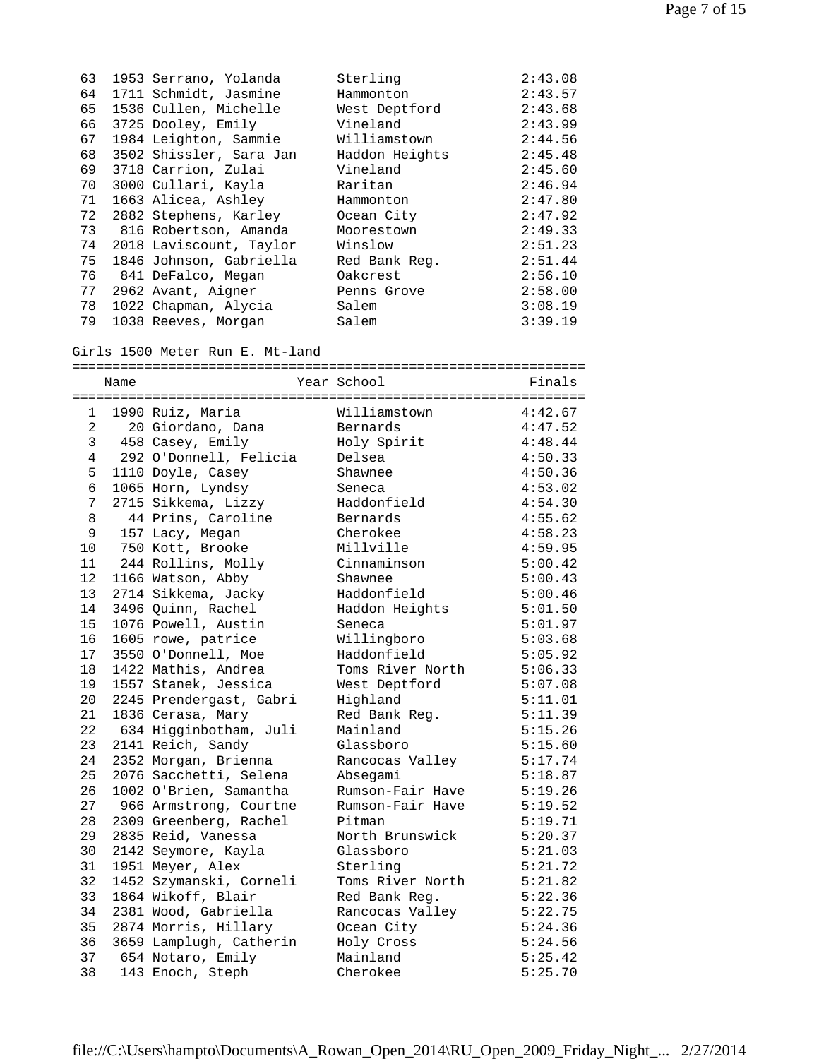| | | | |
|---|---|---|---|
| 63 | 1953 Serrano, Yolanda | Sterling | 2:43.08 |
| 64 | 1711 Schmidt, Jasmine | Hammonton | 2:43.57 |
| 65 | 1536 Cullen, Michelle | West Deptford | 2:43.68 |
| 66 | 3725 Dooley, Emily | Vineland | 2:43.99 |
| 67 | 1984 Leighton, Sammie | Williamstown | 2:44.56 |
| 68 | 3502 Shissler, Sara Jan | Haddon Heights | 2:45.48 |
| 69 | 3718 Carrion, Zulai | Vineland | 2:45.60 |
| 70 | 3000 Cullari, Kayla | Raritan | 2:46.94 |
| 71 | 1663 Alicea, Ashley | Hammonton | 2:47.80 |
| 72 | 2882 Stephens, Karley | Ocean City | 2:47.92 |
| 73 | 816 Robertson, Amanda | Moorestown | 2:49.33 |
| 74 | 2018 Laviscount, Taylor | Winslow | 2:51.23 |
| 75 | 1846 Johnson, Gabriella | Red Bank Reg. | 2:51.44 |
| 76 | 841 DeFalco, Megan | Oakcrest | 2:56.10 |
| 77 | 2962 Avant, Aigner | Penns Grove | 2:58.00 |
| 78 | 1022 Chapman, Alycia | Salem | 3:08.19 |
| 79 | 1038 Reeves, Morgan | Salem | 3:39.19 |

Girls 1500 Meter Run E. Mt-land

| | Name | Year School | Finals |
|---|---|---|---|
| 1 | 1990 Ruiz, Maria | Williamstown | 4:42.67 |
| 2 | 20 Giordano, Dana | Bernards | 4:47.52 |
| 3 | 458 Casey, Emily | Holy Spirit | 4:48.44 |
| 4 | 292 O'Donnell, Felicia | Delsea | 4:50.33 |
| 5 | 1110 Doyle, Casey | Shawnee | 4:50.36 |
| 6 | 1065 Horn, Lyndsy | Seneca | 4:53.02 |
| 7 | 2715 Sikkema, Lizzy | Haddonfield | 4:54.30 |
| 8 | 44 Prins, Caroline | Bernards | 4:55.62 |
| 9 | 157 Lacy, Megan | Cherokee | 4:58.23 |
| 10 | 750 Kott, Brooke | Millville | 4:59.95 |
| 11 | 244 Rollins, Molly | Cinnaminson | 5:00.42 |
| 12 | 1166 Watson, Abby | Shawnee | 5:00.43 |
| 13 | 2714 Sikkema, Jacky | Haddonfield | 5:00.46 |
| 14 | 3496 Quinn, Rachel | Haddon Heights | 5:01.50 |
| 15 | 1076 Powell, Austin | Seneca | 5:01.97 |
| 16 | 1605 rowe, patrice | Willingboro | 5:03.68 |
| 17 | 3550 O'Donnell, Moe | Haddonfield | 5:05.92 |
| 18 | 1422 Mathis, Andrea | Toms River North | 5:06.33 |
| 19 | 1557 Stanek, Jessica | West Deptford | 5:07.08 |
| 20 | 2245 Prendergast, Gabri | Highland | 5:11.01 |
| 21 | 1836 Cerasa, Mary | Red Bank Reg. | 5:11.39 |
| 22 | 634 Higginbotham, Juli | Mainland | 5:15.26 |
| 23 | 2141 Reich, Sandy | Glassboro | 5:15.60 |
| 24 | 2352 Morgan, Brienna | Rancocas Valley | 5:17.74 |
| 25 | 2076 Sacchetti, Selena | Absegami | 5:18.87 |
| 26 | 1002 O'Brien, Samantha | Rumson-Fair Have | 5:19.26 |
| 27 | 966 Armstrong, Courtne | Rumson-Fair Have | 5:19.52 |
| 28 | 2309 Greenberg, Rachel | Pitman | 5:19.71 |
| 29 | 2835 Reid, Vanessa | North Brunswick | 5:20.37 |
| 30 | 2142 Seymore, Kayla | Glassboro | 5:21.03 |
| 31 | 1951 Meyer, Alex | Sterling | 5:21.72 |
| 32 | 1452 Szymanski, Corneli | Toms River North | 5:21.82 |
| 33 | 1864 Wikoff, Blair | Red Bank Reg. | 5:22.36 |
| 34 | 2381 Wood, Gabriella | Rancocas Valley | 5:22.75 |
| 35 | 2874 Morris, Hillary | Ocean City | 5:24.36 |
| 36 | 3659 Lamplugh, Catherin | Holy Cross | 5:24.56 |
| 37 | 654 Notaro, Emily | Mainland | 5:25.42 |
| 38 | 143 Enoch, Steph | Cherokee | 5:25.70 |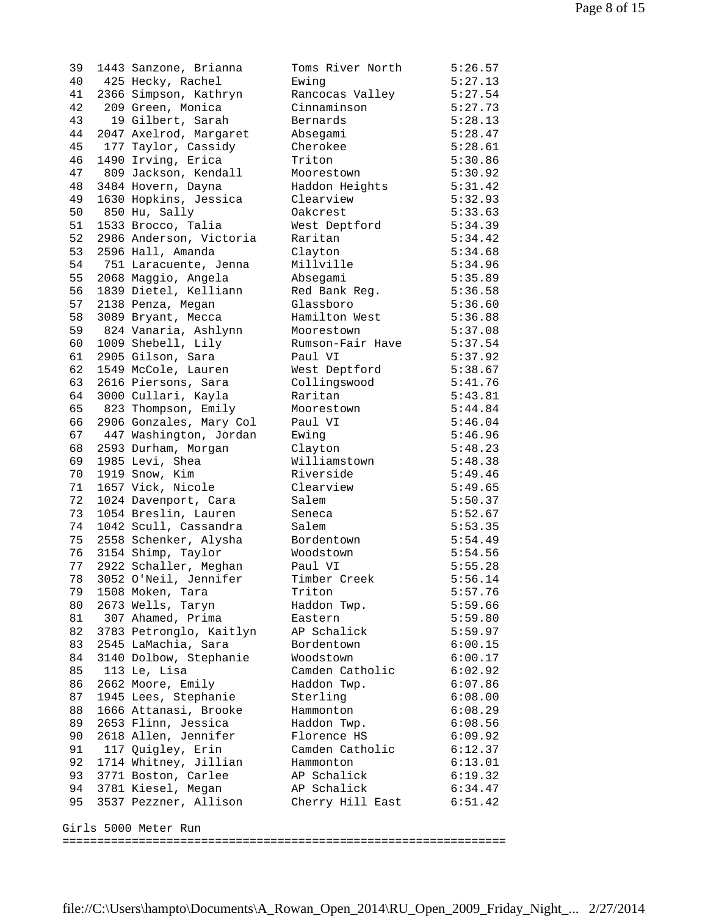| Place | Bib | Name | School | Time |
|---|---|---|---|---|
| 39 | 1443 | Sanzone, Brianna | Toms River North | 5:26.57 |
| 40 | 425 | Hecky, Rachel | Ewing | 5:27.13 |
| 41 | 2366 | Simpson, Kathryn | Rancocas Valley | 5:27.54 |
| 42 | 209 | Green, Monica | Cinnaminson | 5:27.73 |
| 43 | 19 | Gilbert, Sarah | Bernards | 5:28.13 |
| 44 | 2047 | Axelrod, Margaret | Absegami | 5:28.47 |
| 45 | 177 | Taylor, Cassidy | Cherokee | 5:28.61 |
| 46 | 1490 | Irving, Erica | Triton | 5:30.86 |
| 47 | 809 | Jackson, Kendall | Moorestown | 5:30.92 |
| 48 | 3484 | Hovern, Dayna | Haddon Heights | 5:31.42 |
| 49 | 1630 | Hopkins, Jessica | Clearview | 5:32.93 |
| 50 | 850 | Hu, Sally | Oakcrest | 5:33.63 |
| 51 | 1533 | Brocco, Talia | West Deptford | 5:34.39 |
| 52 | 2986 | Anderson, Victoria | Raritan | 5:34.42 |
| 53 | 2596 | Hall, Amanda | Clayton | 5:34.68 |
| 54 | 751 | Laracuente, Jenna | Millville | 5:34.96 |
| 55 | 2068 | Maggio, Angela | Absegami | 5:35.89 |
| 56 | 1839 | Dietel, Kelliann | Red Bank Reg. | 5:36.58 |
| 57 | 2138 | Penza, Megan | Glassboro | 5:36.60 |
| 58 | 3089 | Bryant, Mecca | Hamilton West | 5:36.88 |
| 59 | 824 | Vanaria, Ashlynn | Moorestown | 5:37.08 |
| 60 | 1009 | Shebell, Lily | Rumson-Fair Have | 5:37.54 |
| 61 | 2905 | Gilson, Sara | Paul VI | 5:37.92 |
| 62 | 1549 | McCole, Lauren | West Deptford | 5:38.67 |
| 63 | 2616 | Piersons, Sara | Collingswood | 5:41.76 |
| 64 | 3000 | Cullari, Kayla | Raritan | 5:43.81 |
| 65 | 823 | Thompson, Emily | Moorestown | 5:44.84 |
| 66 | 2906 | Gonzales, Mary Col | Paul VI | 5:46.04 |
| 67 | 447 | Washington, Jordan | Ewing | 5:46.96 |
| 68 | 2593 | Durham, Morgan | Clayton | 5:48.23 |
| 69 | 1985 | Levi, Shea | Williamstown | 5:48.38 |
| 70 | 1919 | Snow, Kim | Riverside | 5:49.46 |
| 71 | 1657 | Vick, Nicole | Clearview | 5:49.65 |
| 72 | 1024 | Davenport, Cara | Salem | 5:50.37 |
| 73 | 1054 | Breslin, Lauren | Seneca | 5:52.67 |
| 74 | 1042 | Scull, Cassandra | Salem | 5:53.35 |
| 75 | 2558 | Schenker, Alysha | Bordentown | 5:54.49 |
| 76 | 3154 | Shimp, Taylor | Woodstown | 5:54.56 |
| 77 | 2922 | Schaller, Meghan | Paul VI | 5:55.28 |
| 78 | 3052 | O'Neil, Jennifer | Timber Creek | 5:56.14 |
| 79 | 1508 | Moken, Tara | Triton | 5:57.76 |
| 80 | 2673 | Wells, Taryn | Haddon Twp. | 5:59.66 |
| 81 | 307 | Ahamed, Prima | Eastern | 5:59.80 |
| 82 | 3783 | Petronglo, Kaitlyn | AP Schalick | 5:59.97 |
| 83 | 2545 | LaMachia, Sara | Bordentown | 6:00.15 |
| 84 | 3140 | Dolbow, Stephanie | Woodstown | 6:00.17 |
| 85 | 113 | Le, Lisa | Camden Catholic | 6:02.92 |
| 86 | 2662 | Moore, Emily | Haddon Twp. | 6:07.86 |
| 87 | 1945 | Lees, Stephanie | Sterling | 6:08.00 |
| 88 | 1666 | Attanasi, Brooke | Hammonton | 6:08.29 |
| 89 | 2653 | Flinn, Jessica | Haddon Twp. | 6:08.56 |
| 90 | 2618 | Allen, Jennifer | Florence HS | 6:09.92 |
| 91 | 117 | Quigley, Erin | Camden Catholic | 6:12.37 |
| 92 | 1714 | Whitney, Jillian | Hammonton | 6:13.01 |
| 93 | 3771 | Boston, Carlee | AP Schalick | 6:19.32 |
| 94 | 3781 | Kiesel, Megan | AP Schalick | 6:34.47 |
| 95 | 3537 | Pezzner, Allison | Cherry Hill East | 6:51.42 |

Girls 5000 Meter Run
===============================================================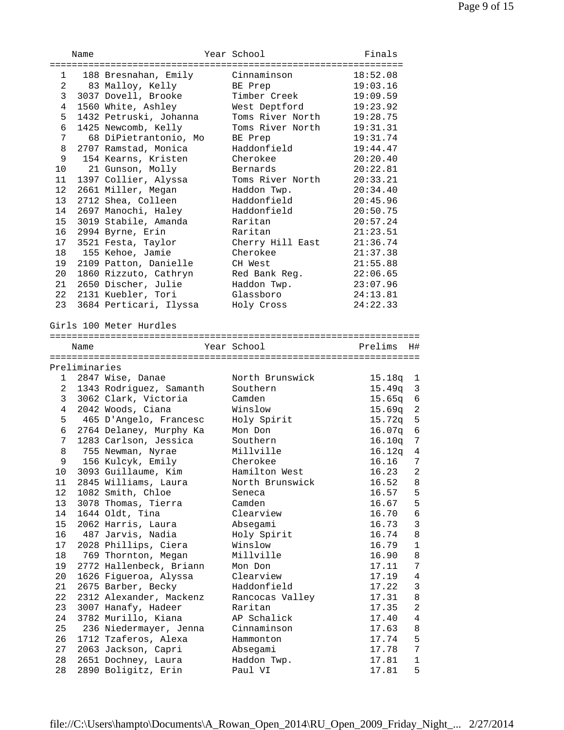| Place | Bib | Name | Year | School | Finals |
|---|---|---|---|---|---|
| 1 | 188 | Bresnahan, Emily | | Cinnaminson | 18:52.08 |
| 2 | 83 | Malloy, Kelly | | BE Prep | 19:03.16 |
| 3 | 3037 | Dovell, Brooke | | Timber Creek | 19:09.59 |
| 4 | 1560 | White, Ashley | | West Deptford | 19:23.92 |
| 5 | 1432 | Petruski, Johanna | | Toms River North | 19:28.75 |
| 6 | 1425 | Newcomb, Kelly | | Toms River North | 19:31.31 |
| 7 | 68 | DiPietrantonio, Mo | | BE Prep | 19:31.74 |
| 8 | 2707 | Ramstad, Monica | | Haddonfield | 19:44.47 |
| 9 | 154 | Kearns, Kristen | | Cherokee | 20:20.40 |
| 10 | 21 | Gunson, Molly | | Bernards | 20:22.81 |
| 11 | 1397 | Collier, Alyssa | | Toms River North | 20:33.21 |
| 12 | 2661 | Miller, Megan | | Haddon Twp. | 20:34.40 |
| 13 | 2712 | Shea, Colleen | | Haddonfield | 20:45.96 |
| 14 | 2697 | Manochi, Haley | | Haddonfield | 20:50.75 |
| 15 | 3019 | Stabile, Amanda | | Raritan | 20:57.24 |
| 16 | 2994 | Byrne, Erin | | Raritan | 21:23.51 |
| 17 | 3521 | Festa, Taylor | | Cherry Hill East | 21:36.74 |
| 18 | 155 | Kehoe, Jamie | | Cherokee | 21:37.38 |
| 19 | 2109 | Patton, Danielle | | CH West | 21:55.88 |
| 20 | 1860 | Rizzuto, Cathryn | | Red Bank Reg. | 22:06.65 |
| 21 | 2650 | Discher, Julie | | Haddon Twp. | 23:07.96 |
| 22 | 2131 | Kuebler, Tori | | Glassboro | 24:13.81 |
| 23 | 3684 | Perticari, Ilyssa | | Holy Cross | 24:22.33 |

## Girls 100 Meter Hurdles

### Preliminaries

| Place | Bib | Name | Year | School | Prelims | H# |
|---|---|---|---|---|---|---|
| 1 | 2847 | Wise, Danae | | North Brunswick | 15.18q | 1 |
| 2 | 1343 | Rodriguez, Samanth | | Southern | 15.49q | 3 |
| 3 | 3062 | Clark, Victoria | | Camden | 15.65q | 6 |
| 4 | 2042 | Woods, Ciana | | Winslow | 15.69q | 2 |
| 5 | 465 | D'Angelo, Francesc | | Holy Spirit | 15.72q | 5 |
| 6 | 2764 | Delaney, Murphy Ka | | Mon Don | 16.07q | 6 |
| 7 | 1283 | Carlson, Jessica | | Southern | 16.10q | 7 |
| 8 | 755 | Newman, Nyrae | | Millville | 16.12q | 4 |
| 9 | 156 | Kulcyk, Emily | | Cherokee | 16.16 | 7 |
| 10 | 3093 | Guillaume, Kim | | Hamilton West | 16.23 | 2 |
| 11 | 2845 | Williams, Laura | | North Brunswick | 16.52 | 8 |
| 12 | 1082 | Smith, Chloe | | Seneca | 16.57 | 5 |
| 13 | 3078 | Thomas, Tierra | | Camden | 16.67 | 5 |
| 14 | 1644 | Oldt, Tina | | Clearview | 16.70 | 6 |
| 15 | 2062 | Harris, Laura | | Absegami | 16.73 | 3 |
| 16 | 487 | Jarvis, Nadia | | Holy Spirit | 16.74 | 8 |
| 17 | 2028 | Phillips, Ciera | | Winslow | 16.79 | 1 |
| 18 | 769 | Thornton, Megan | | Millville | 16.90 | 8 |
| 19 | 2772 | Hallenbeck, Briann | | Mon Don | 17.11 | 7 |
| 20 | 1626 | Figueroa, Alyssa | | Clearview | 17.19 | 4 |
| 21 | 2675 | Barber, Becky | | Haddonfield | 17.22 | 3 |
| 22 | 2312 | Alexander, Mackenz | | Rancocas Valley | 17.31 | 8 |
| 23 | 3007 | Hanafy, Hadeer | | Raritan | 17.35 | 2 |
| 24 | 3782 | Murillo, Kiana | | AP Schalick | 17.40 | 4 |
| 25 | 236 | Niedermayer, Jenna | | Cinnaminson | 17.63 | 8 |
| 26 | 1712 | Tzaferos, Alexa | | Hammonton | 17.74 | 5 |
| 27 | 2063 | Jackson, Capri | | Absegami | 17.78 | 7 |
| 28 | 2651 | Dochney, Laura | | Haddon Twp. | 17.81 | 1 |
| 28 | 2890 | Boligitz, Erin | | Paul VI | 17.81 | 5 |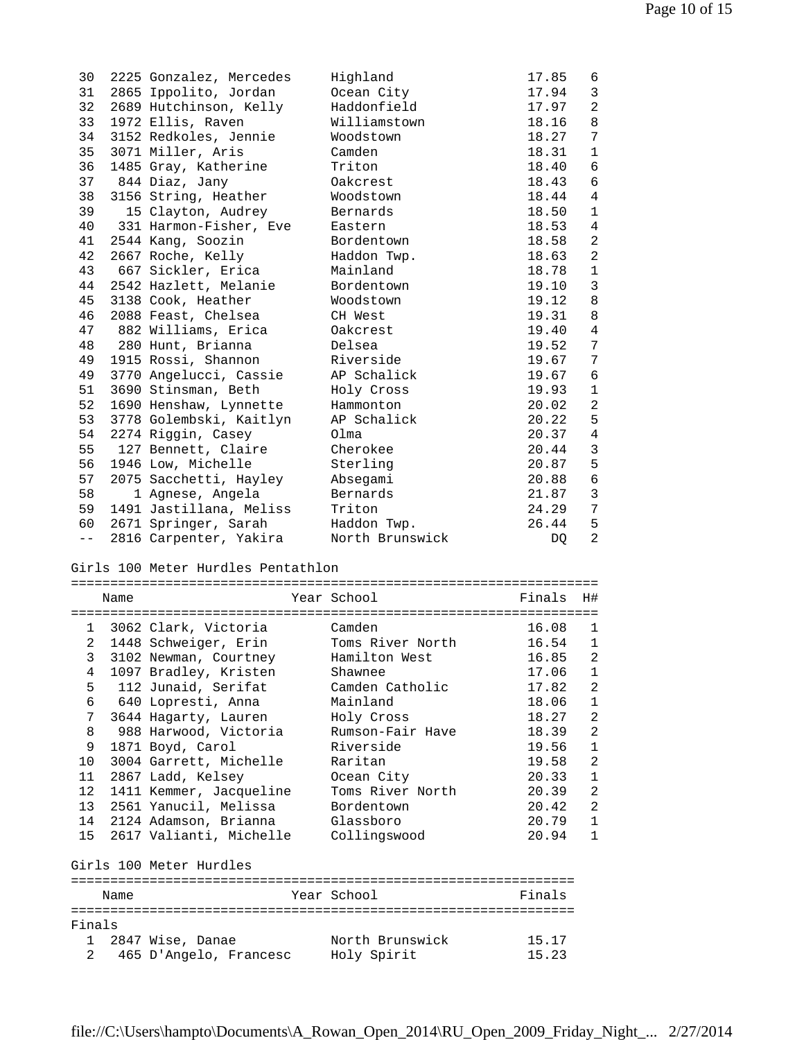| Place | # | Name | Year | School | Finals | H# |
|---|---|---|---|---|---|---|
| 30 | 2225 | Gonzalez, Mercedes | | Highland | 17.85 | 6 |
| 31 | 2865 | Ippolito, Jordan | | Ocean City | 17.94 | 3 |
| 32 | 2689 | Hutchinson, Kelly | | Haddonfield | 17.97 | 2 |
| 33 | 1972 | Ellis, Raven | | Williamstown | 18.16 | 8 |
| 34 | 3152 | Redkoles, Jennie | | Woodstown | 18.27 | 7 |
| 35 | 3071 | Miller, Aris | | Camden | 18.31 | 1 |
| 36 | 1485 | Gray, Katherine | | Triton | 18.40 | 6 |
| 37 | 844 | Diaz, Jany | | Oakcrest | 18.43 | 6 |
| 38 | 3156 | String, Heather | | Woodstown | 18.44 | 4 |
| 39 | 15 | Clayton, Audrey | | Bernards | 18.50 | 1 |
| 40 | 331 | Harmon-Fisher, Eve | | Eastern | 18.53 | 4 |
| 41 | 2544 | Kang, Soozin | | Bordentown | 18.58 | 2 |
| 42 | 2667 | Roche, Kelly | | Haddon Twp. | 18.63 | 2 |
| 43 | 667 | Sickler, Erica | | Mainland | 18.78 | 1 |
| 44 | 2542 | Hazlett, Melanie | | Bordentown | 19.10 | 3 |
| 45 | 3138 | Cook, Heather | | Woodstown | 19.12 | 8 |
| 46 | 2088 | Feast, Chelsea | | CH West | 19.31 | 8 |
| 47 | 882 | Williams, Erica | | Oakcrest | 19.40 | 4 |
| 48 | 280 | Hunt, Brianna | | Delsea | 19.52 | 7 |
| 49 | 1915 | Rossi, Shannon | | Riverside | 19.67 | 7 |
| 49 | 3770 | Angelucci, Cassie | | AP Schalick | 19.67 | 6 |
| 51 | 3690 | Stinsman, Beth | | Holy Cross | 19.93 | 1 |
| 52 | 1690 | Henshaw, Lynnette | | Hammonton | 20.02 | 2 |
| 53 | 3778 | Golembski, Kaitlyn | | AP Schalick | 20.22 | 5 |
| 54 | 2274 | Riggin, Casey | | Olma | 20.37 | 4 |
| 55 | 127 | Bennett, Claire | | Cherokee | 20.44 | 3 |
| 56 | 1946 | Low, Michelle | | Sterling | 20.87 | 5 |
| 57 | 2075 | Sacchetti, Hayley | | Absegami | 20.88 | 6 |
| 58 | 1 | Agnese, Angela | | Bernards | 21.87 | 3 |
| 59 | 1491 | Jastillana, Meliss | | Triton | 24.29 | 7 |
| 60 | 2671 | Springer, Sarah | | Haddon Twp. | 26.44 | 5 |
| -- | 2816 | Carpenter, Yakira | | North Brunswick | DQ | 2 |

## Girls 100 Meter Hurdles Pentathlon

| Place | # | Name | Year | School | Finals | H# |
|---|---|---|---|---|---|---|
| 1 | 3062 | Clark, Victoria | | Camden | 16.08 | 1 |
| 2 | 1448 | Schweiger, Erin | | Toms River North | 16.54 | 1 |
| 3 | 3102 | Newman, Courtney | | Hamilton West | 16.85 | 2 |
| 4 | 1097 | Bradley, Kristen | | Shawnee | 17.06 | 1 |
| 5 | 112 | Junaid, Serifat | | Camden Catholic | 17.82 | 2 |
| 6 | 640 | Lopresti, Anna | | Mainland | 18.06 | 1 |
| 7 | 3644 | Hagarty, Lauren | | Holy Cross | 18.27 | 2 |
| 8 | 988 | Harwood, Victoria | | Rumson-Fair Have | 18.39 | 2 |
| 9 | 1871 | Boyd, Carol | | Riverside | 19.56 | 1 |
| 10 | 3004 | Garrett, Michelle | | Raritan | 19.58 | 2 |
| 11 | 2867 | Ladd, Kelsey | | Ocean City | 20.33 | 1 |
| 12 | 1411 | Kemmer, Jacqueline | | Toms River North | 20.39 | 2 |
| 13 | 2561 | Yanucil, Melissa | | Bordentown | 20.42 | 2 |
| 14 | 2124 | Adamson, Brianna | | Glassboro | 20.79 | 1 |
| 15 | 2617 | Valianti, Michelle | | Collingswood | 20.94 | 1 |

## Girls 100 Meter Hurdles

| Place | # | Name | Year | School | Finals |
|---|---|---|---|---|---|
| **Finals** | | | | | |
| 1 | 2847 | Wise, Danae | | North Brunswick | 15.17 |
| 2 | 465 | D'Angelo, Francesc | | Holy Spirit | 15.23 |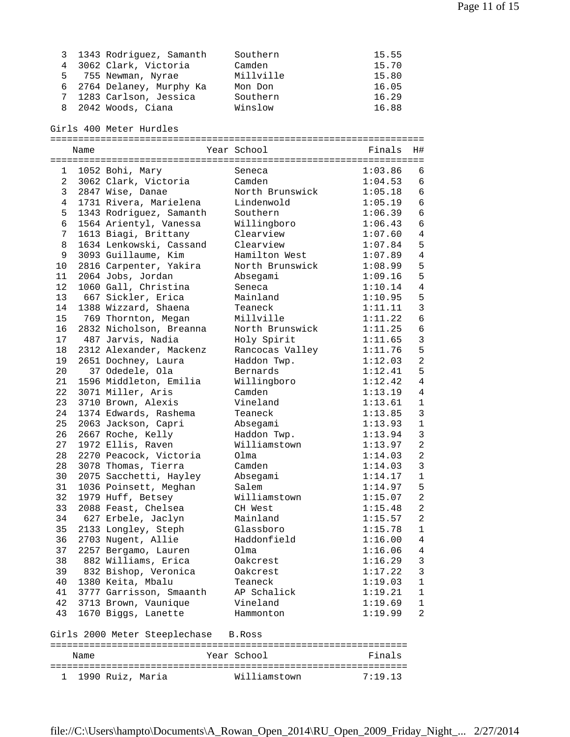| | | | | |
|---|---|---|---|---|
| 3 | 1343 | Rodriguez, Samanth | Southern | 15.55 |
| 4 | 3062 | Clark, Victoria | Camden | 15.70 |
| 5 | 755 | Newman, Nyrae | Millville | 15.80 |
| 6 | 2764 | Delaney, Murphy Ka | Mon Don | 16.05 |
| 7 | 1283 | Carlson, Jessica | Southern | 16.29 |
| 8 | 2042 | Woods, Ciana | Winslow | 16.88 |

## Girls 400 Meter Hurdles

| | Name | Year | School | Finals | H# |
|---|---|---|---|---|---|
| 1 | 1052 Bohi, Mary | | Seneca | 1:03.86 | 6 |
| 2 | 3062 Clark, Victoria | | Camden | 1:04.53 | 6 |
| 3 | 2847 Wise, Danae | | North Brunswick | 1:05.18 | 6 |
| 4 | 1731 Rivera, Marielena | | Lindenwold | 1:05.19 | 6 |
| 5 | 1343 Rodriguez, Samanth | | Southern | 1:06.39 | 6 |
| 6 | 1564 Arientyl, Vanessa | | Willingboro | 1:06.43 | 6 |
| 7 | 1613 Biagi, Brittany | | Clearview | 1:07.60 | 4 |
| 8 | 1634 Lenkowski, Cassand | | Clearview | 1:07.84 | 5 |
| 9 | 3093 Guillaume, Kim | | Hamilton West | 1:07.89 | 4 |
| 10 | 2816 Carpenter, Yakira | | North Brunswick | 1:08.99 | 5 |
| 11 | 2064 Jobs, Jordan | | Absegami | 1:09.16 | 5 |
| 12 | 1060 Gall, Christina | | Seneca | 1:10.14 | 4 |
| 13 | 667 Sickler, Erica | | Mainland | 1:10.95 | 5 |
| 14 | 1388 Wizzard, Shaena | | Teaneck | 1:11.11 | 3 |
| 15 | 769 Thornton, Megan | | Millville | 1:11.22 | 6 |
| 16 | 2832 Nicholson, Breanna | | North Brunswick | 1:11.25 | 6 |
| 17 | 487 Jarvis, Nadia | | Holy Spirit | 1:11.65 | 3 |
| 18 | 2312 Alexander, Mackenz | | Rancocas Valley | 1:11.76 | 5 |
| 19 | 2651 Dochney, Laura | | Haddon Twp. | 1:12.03 | 2 |
| 20 | 37 Odedele, Ola | | Bernards | 1:12.41 | 5 |
| 21 | 1596 Middleton, Emilia | | Willingboro | 1:12.42 | 4 |
| 22 | 3071 Miller, Aris | | Camden | 1:13.19 | 4 |
| 23 | 3710 Brown, Alexis | | Vineland | 1:13.61 | 1 |
| 24 | 1374 Edwards, Rashema | | Teaneck | 1:13.85 | 3 |
| 25 | 2063 Jackson, Capri | | Absegami | 1:13.93 | 1 |
| 26 | 2667 Roche, Kelly | | Haddon Twp. | 1:13.94 | 3 |
| 27 | 1972 Ellis, Raven | | Williamstown | 1:13.97 | 2 |
| 28 | 2270 Peacock, Victoria | | Olma | 1:14.03 | 2 |
| 28 | 3078 Thomas, Tierra | | Camden | 1:14.03 | 3 |
| 30 | 2075 Sacchetti, Hayley | | Absegami | 1:14.17 | 1 |
| 31 | 1036 Poinsett, Meghan | | Salem | 1:14.97 | 5 |
| 32 | 1979 Huff, Betsey | | Williamstown | 1:15.07 | 2 |
| 33 | 2088 Feast, Chelsea | | CH West | 1:15.48 | 2 |
| 34 | 627 Erbele, Jaclyn | | Mainland | 1:15.57 | 2 |
| 35 | 2133 Longley, Steph | | Glassboro | 1:15.78 | 1 |
| 36 | 2703 Nugent, Allie | | Haddonfield | 1:16.00 | 4 |
| 37 | 2257 Bergamo, Lauren | | Olma | 1:16.06 | 4 |
| 38 | 882 Williams, Erica | | Oakcrest | 1:16.29 | 3 |
| 39 | 832 Bishop, Veronica | | Oakcrest | 1:17.22 | 3 |
| 40 | 1380 Keita, Mbalu | | Teaneck | 1:19.03 | 1 |
| 41 | 3777 Garrisson, Smaanth | | AP Schalick | 1:19.21 | 1 |
| 42 | 3713 Brown, Vaunique | | Vineland | 1:19.69 | 1 |
| 43 | 1670 Biggs, Lanette | | Hammonton | 1:19.99 | 2 |

## Girls 2000 Meter Steeplechase B.Ross

| | Name | Year | School | Finals |
|---|---|---|---|---|
| 1 | 1990 Ruiz, Maria | | Williamstown | 7:19.13 |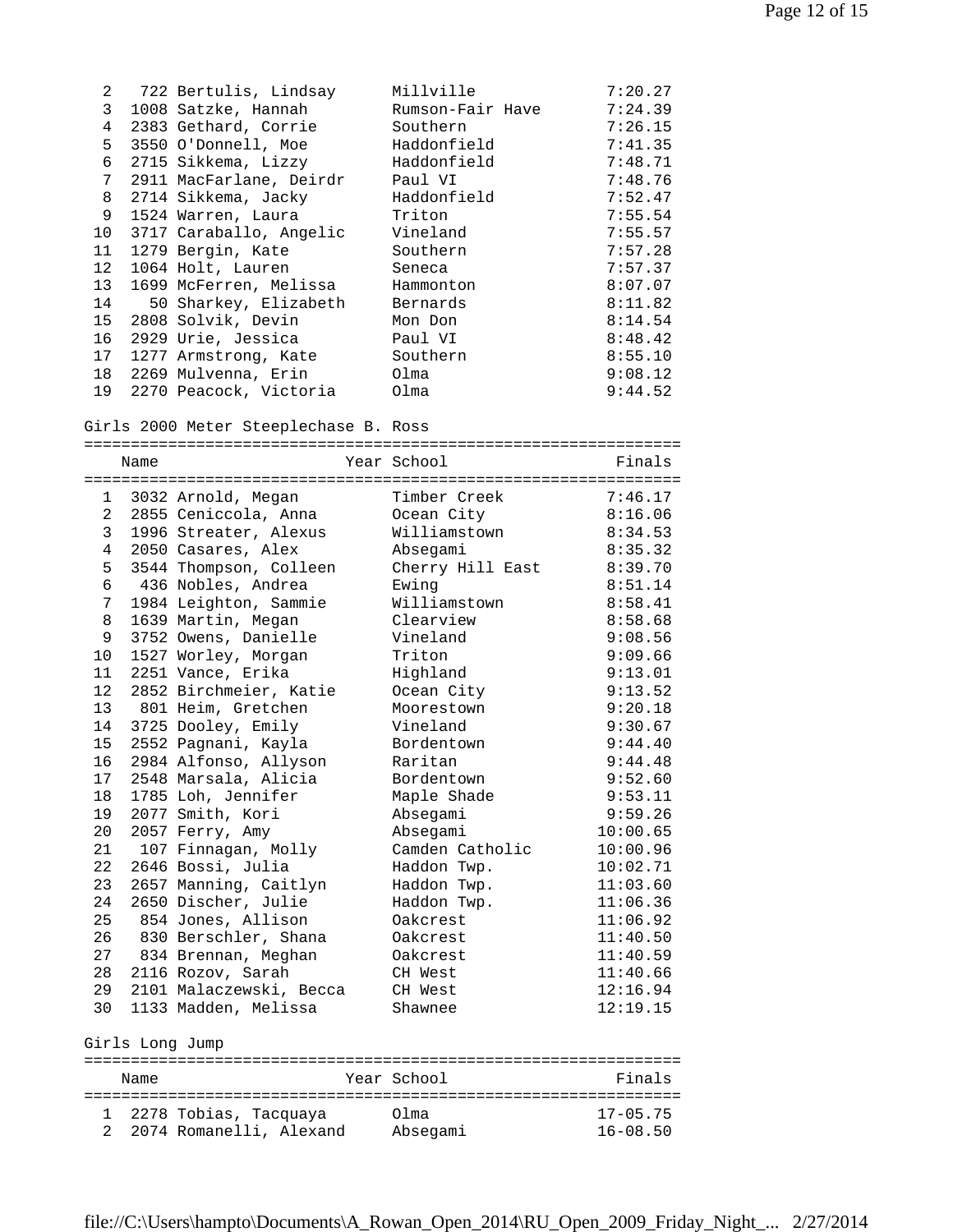| Place | Bib | Name | Year | School | Finals |
|---|---|---|---|---|---|
| 2 | 722 | Bertulis, Lindsay | | Millville | 7:20.27 |
| 3 | 1008 | Satzke, Hannah | | Rumson-Fair Have | 7:24.39 |
| 4 | 2383 | Gethard, Corrie | | Southern | 7:26.15 |
| 5 | 3550 | O'Donnell, Moe | | Haddonfield | 7:41.35 |
| 6 | 2715 | Sikkema, Lizzy | | Haddonfield | 7:48.71 |
| 7 | 2911 | MacFarlane, Deirdr | | Paul VI | 7:48.76 |
| 8 | 2714 | Sikkema, Jacky | | Haddonfield | 7:52.47 |
| 9 | 1524 | Warren, Laura | | Triton | 7:55.54 |
| 10 | 3717 | Caraballo, Angelic | | Vineland | 7:55.57 |
| 11 | 1279 | Bergin, Kate | | Southern | 7:57.28 |
| 12 | 1064 | Holt, Lauren | | Seneca | 7:57.37 |
| 13 | 1699 | McFerren, Melissa | | Hammonton | 8:07.07 |
| 14 | 50 | Sharkey, Elizabeth | | Bernards | 8:11.82 |
| 15 | 2808 | Solvik, Devin | | Mon Don | 8:14.54 |
| 16 | 2929 | Urie, Jessica | | Paul VI | 8:48.42 |
| 17 | 1277 | Armstrong, Kate | | Southern | 8:55.10 |
| 18 | 2269 | Mulvenna, Erin | | Olma | 9:08.12 |
| 19 | 2270 | Peacock, Victoria | | Olma | 9:44.52 |

## Girls 2000 Meter Steeplechase B. Ross

| Place | Bib | Name | Year | School | Finals |
|---|---|---|---|---|---|
| 1 | 3032 | Arnold, Megan | | Timber Creek | 7:46.17 |
| 2 | 2855 | Ceniccola, Anna | | Ocean City | 8:16.06 |
| 3 | 1996 | Streater, Alexus | | Williamstown | 8:34.53 |
| 4 | 2050 | Casares, Alex | | Absegami | 8:35.32 |
| 5 | 3544 | Thompson, Colleen | | Cherry Hill East | 8:39.70 |
| 6 | 436 | Nobles, Andrea | | Ewing | 8:51.14 |
| 7 | 1984 | Leighton, Sammie | | Williamstown | 8:58.41 |
| 8 | 1639 | Martin, Megan | | Clearview | 8:58.68 |
| 9 | 3752 | Owens, Danielle | | Vineland | 9:08.56 |
| 10 | 1527 | Worley, Morgan | | Triton | 9:09.66 |
| 11 | 2251 | Vance, Erika | | Highland | 9:13.01 |
| 12 | 2852 | Birchmeier, Katie | | Ocean City | 9:13.52 |
| 13 | 801 | Heim, Gretchen | | Moorestown | 9:20.18 |
| 14 | 3725 | Dooley, Emily | | Vineland | 9:30.67 |
| 15 | 2552 | Pagnani, Kayla | | Bordentown | 9:44.40 |
| 16 | 2984 | Alfonso, Allyson | | Raritan | 9:44.48 |
| 17 | 2548 | Marsala, Alicia | | Bordentown | 9:52.60 |
| 18 | 1785 | Loh, Jennifer | | Maple Shade | 9:53.11 |
| 19 | 2077 | Smith, Kori | | Absegami | 9:59.26 |
| 20 | 2057 | Ferry, Amy | | Absegami | 10:00.65 |
| 21 | 107 | Finnagan, Molly | | Camden Catholic | 10:00.96 |
| 22 | 2646 | Bossi, Julia | | Haddon Twp. | 10:02.71 |
| 23 | 2657 | Manning, Caitlyn | | Haddon Twp. | 11:03.60 |
| 24 | 2650 | Discher, Julie | | Haddon Twp. | 11:06.36 |
| 25 | 854 | Jones, Allison | | Oakcrest | 11:06.92 |
| 26 | 830 | Berschler, Shana | | Oakcrest | 11:40.50 |
| 27 | 834 | Brennan, Meghan | | Oakcrest | 11:40.59 |
| 28 | 2116 | Rozov, Sarah | | CH West | 11:40.66 |
| 29 | 2101 | Malaczewski, Becca | | CH West | 12:16.94 |
| 30 | 1133 | Madden, Melissa | | Shawnee | 12:19.15 |

## Girls Long Jump

| Place | Bib | Name | Year | School | Finals |
|---|---|---|---|---|---|
| 1 | 2278 | Tobias, Tacquaya | | Olma | 17-05.75 |
| 2 | 2074 | Romanelli, Alexand | | Absegami | 16-08.50 |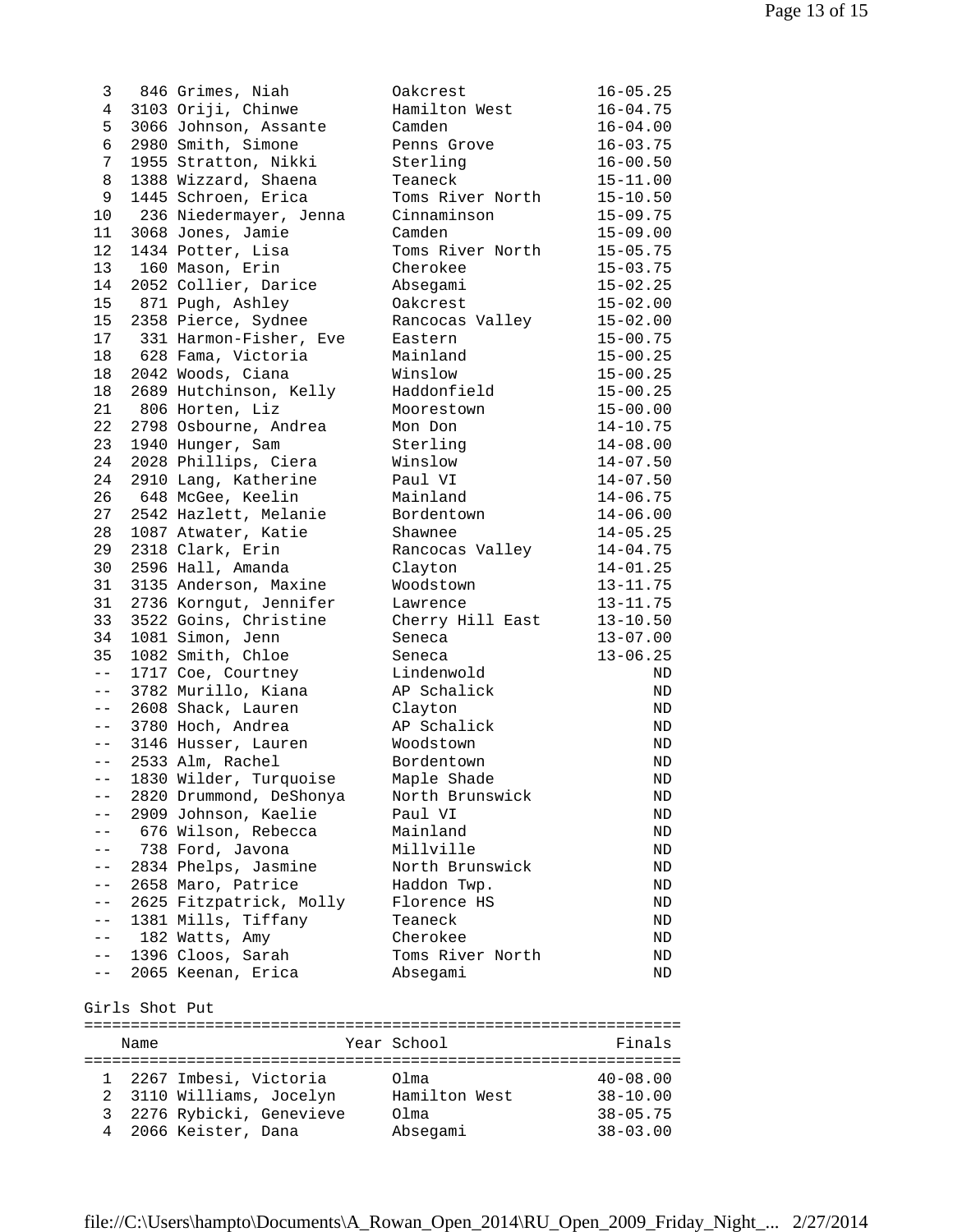| Place | # | Name | Year | School | Finals |
|---|---|---|---|---|---|
| 3 | 846 | Grimes, Niah | | Oakcrest | 16-05.25 |
| 4 | 3103 | Oriji, Chinwe | | Hamilton West | 16-04.75 |
| 5 | 3066 | Johnson, Assante | | Camden | 16-04.00 |
| 6 | 2980 | Smith, Simone | | Penns Grove | 16-03.75 |
| 7 | 1955 | Stratton, Nikki | | Sterling | 16-00.50 |
| 8 | 1388 | Wizzard, Shaena | | Teaneck | 15-11.00 |
| 9 | 1445 | Schroen, Erica | | Toms River North | 15-10.50 |
| 10 | 236 | Niedermayer, Jenna | | Cinnaminson | 15-09.75 |
| 11 | 3068 | Jones, Jamie | | Camden | 15-09.00 |
| 12 | 1434 | Potter, Lisa | | Toms River North | 15-05.75 |
| 13 | 160 | Mason, Erin | | Cherokee | 15-03.75 |
| 14 | 2052 | Collier, Darice | | Absegami | 15-02.25 |
| 15 | 871 | Pugh, Ashley | | Oakcrest | 15-02.00 |
| 15 | 2358 | Pierce, Sydnee | | Rancocas Valley | 15-02.00 |
| 17 | 331 | Harmon-Fisher, Eve | | Eastern | 15-00.75 |
| 18 | 628 | Fama, Victoria | | Mainland | 15-00.25 |
| 18 | 2042 | Woods, Ciana | | Winslow | 15-00.25 |
| 18 | 2689 | Hutchinson, Kelly | | Haddonfield | 15-00.25 |
| 21 | 806 | Horten, Liz | | Moorestown | 15-00.00 |
| 22 | 2798 | Osbourne, Andrea | | Mon Don | 14-10.75 |
| 23 | 1940 | Hunger, Sam | | Sterling | 14-08.00 |
| 24 | 2028 | Phillips, Ciera | | Winslow | 14-07.50 |
| 24 | 2910 | Lang, Katherine | | Paul VI | 14-07.50 |
| 26 | 648 | McGee, Keelin | | Mainland | 14-06.75 |
| 27 | 2542 | Hazlett, Melanie | | Bordentown | 14-06.00 |
| 28 | 1087 | Atwater, Katie | | Shawnee | 14-05.25 |
| 29 | 2318 | Clark, Erin | | Rancocas Valley | 14-04.75 |
| 30 | 2596 | Hall, Amanda | | Clayton | 14-01.25 |
| 31 | 3135 | Anderson, Maxine | | Woodstown | 13-11.75 |
| 31 | 2736 | Korngut, Jennifer | | Lawrence | 13-11.75 |
| 33 | 3522 | Goins, Christine | | Cherry Hill East | 13-10.50 |
| 34 | 1081 | Simon, Jenn | | Seneca | 13-07.00 |
| 35 | 1082 | Smith, Chloe | | Seneca | 13-06.25 |
| -- | 1717 | Coe, Courtney | | Lindenwold | ND |
| -- | 3782 | Murillo, Kiana | | AP Schalick | ND |
| -- | 2608 | Shack, Lauren | | Clayton | ND |
| -- | 3780 | Hoch, Andrea | | AP Schalick | ND |
| -- | 3146 | Husser, Lauren | | Woodstown | ND |
| -- | 2533 | Alm, Rachel | | Bordentown | ND |
| -- | 1830 | Wilder, Turquoise | | Maple Shade | ND |
| -- | 2820 | Drummond, DeShonya | | North Brunswick | ND |
| -- | 2909 | Johnson, Kaelie | | Paul VI | ND |
| -- | 676 | Wilson, Rebecca | | Mainland | ND |
| -- | 738 | Ford, Javona | | Millville | ND |
| -- | 2834 | Phelps, Jasmine | | North Brunswick | ND |
| -- | 2658 | Maro, Patrice | | Haddon Twp. | ND |
| -- | 2625 | Fitzpatrick, Molly | | Florence HS | ND |
| -- | 1381 | Mills, Tiffany | | Teaneck | ND |
| -- | 182 | Watts, Amy | | Cherokee | ND |
| -- | 1396 | Cloos, Sarah | | Toms River North | ND |
| -- | 2065 | Keenan, Erica | | Absegami | ND |

## Girls Shot Put

| Place | # | Name | Year | School | Finals |
|---|---|---|---|---|---|
| 1 | 2267 | Imbesi, Victoria | | Olma | 40-08.00 |
| 2 | 3110 | Williams, Jocelyn | | Hamilton West | 38-10.00 |
| 3 | 2276 | Rybicki, Genevieve | | Olma | 38-05.75 |
| 4 | 2066 | Keister, Dana | | Absegami | 38-03.00 |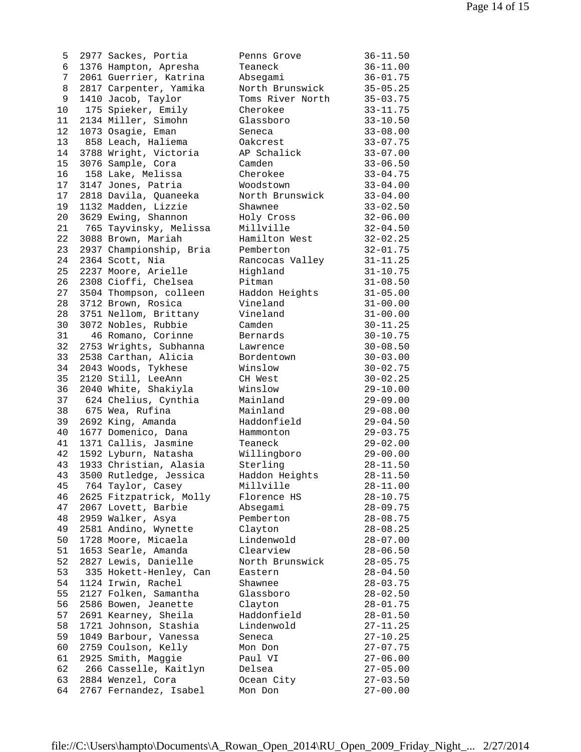| Place | Bib | Name | School | Mark |
|---|---|---|---|---|
| 5 | 2977 | Sackes, Portia | Penns Grove | 36-11.50 |
| 6 | 1376 | Hampton, Apresha | Teaneck | 36-11.00 |
| 7 | 2061 | Guerrier, Katrina | Absegami | 36-01.75 |
| 8 | 2817 | Carpenter, Yamika | North Brunswick | 35-05.25 |
| 9 | 1410 | Jacob, Taylor | Toms River North | 35-03.75 |
| 10 | 175 | Spieker, Emily | Cherokee | 33-11.75 |
| 11 | 2134 | Miller, Simohn | Glassboro | 33-10.50 |
| 12 | 1073 | Osagie, Eman | Seneca | 33-08.00 |
| 13 | 858 | Leach, Haliema | Oakcrest | 33-07.75 |
| 14 | 3788 | Wright, Victoria | AP Schalick | 33-07.00 |
| 15 | 3076 | Sample, Cora | Camden | 33-06.50 |
| 16 | 158 | Lake, Melissa | Cherokee | 33-04.75 |
| 17 | 3147 | Jones, Patria | Woodstown | 33-04.00 |
| 17 | 2818 | Davila, Quaneeka | North Brunswick | 33-04.00 |
| 19 | 1132 | Madden, Lizzie | Shawnee | 33-02.50 |
| 20 | 3629 | Ewing, Shannon | Holy Cross | 32-06.00 |
| 21 | 765 | Tayvinsky, Melissa | Millville | 32-04.50 |
| 22 | 3088 | Brown, Mariah | Hamilton West | 32-02.25 |
| 23 | 2937 | Championship, Bria | Pemberton | 32-01.75 |
| 24 | 2364 | Scott, Nia | Rancocas Valley | 31-11.25 |
| 25 | 2237 | Moore, Arielle | Highland | 31-10.75 |
| 26 | 2308 | Cioffi, Chelsea | Pitman | 31-08.50 |
| 27 | 3504 | Thompson, colleen | Haddon Heights | 31-05.00 |
| 28 | 3712 | Brown, Rosica | Vineland | 31-00.00 |
| 28 | 3751 | Nellom, Brittany | Vineland | 31-00.00 |
| 30 | 3072 | Nobles, Rubbie | Camden | 30-11.25 |
| 31 | 46 | Romano, Corinne | Bernards | 30-10.75 |
| 32 | 2753 | Wrights, Subhanna | Lawrence | 30-08.50 |
| 33 | 2538 | Carthan, Alicia | Bordentown | 30-03.00 |
| 34 | 2043 | Woods, Tykhese | Winslow | 30-02.75 |
| 35 | 2120 | Still, LeeAnn | CH West | 30-02.25 |
| 36 | 2040 | White, Shakiyla | Winslow | 29-10.00 |
| 37 | 624 | Chelius, Cynthia | Mainland | 29-09.00 |
| 38 | 675 | Wea, Rufina | Mainland | 29-08.00 |
| 39 | 2692 | King, Amanda | Haddonfield | 29-04.50 |
| 40 | 1677 | Domenico, Dana | Hammonton | 29-03.75 |
| 41 | 1371 | Callis, Jasmine | Teaneck | 29-02.00 |
| 42 | 1592 | Lyburn, Natasha | Willingboro | 29-00.00 |
| 43 | 1933 | Christian, Alasia | Sterling | 28-11.50 |
| 43 | 3500 | Rutledge, Jessica | Haddon Heights | 28-11.50 |
| 45 | 764 | Taylor, Casey | Millville | 28-11.00 |
| 46 | 2625 | Fitzpatrick, Molly | Florence HS | 28-10.75 |
| 47 | 2067 | Lovett, Barbie | Absegami | 28-09.75 |
| 48 | 2959 | Walker, Asya | Pemberton | 28-08.75 |
| 49 | 2581 | Andino, Wynette | Clayton | 28-08.25 |
| 50 | 1728 | Moore, Micaela | Lindenwold | 28-07.00 |
| 51 | 1653 | Searle, Amanda | Clearview | 28-06.50 |
| 52 | 2827 | Lewis, Danielle | North Brunswick | 28-05.75 |
| 53 | 335 | Hokett-Henley, Can | Eastern | 28-04.50 |
| 54 | 1124 | Irwin, Rachel | Shawnee | 28-03.75 |
| 55 | 2127 | Folken, Samantha | Glassboro | 28-02.50 |
| 56 | 2586 | Bowen, Jeanette | Clayton | 28-01.75 |
| 57 | 2691 | Kearney, Sheila | Haddonfield | 28-01.50 |
| 58 | 1721 | Johnson, Stashia | Lindenwold | 27-11.25 |
| 59 | 1049 | Barbour, Vanessa | Seneca | 27-10.25 |
| 60 | 2759 | Coulson, Kelly | Mon Don | 27-07.75 |
| 61 | 2925 | Smith, Maggie | Paul VI | 27-06.00 |
| 62 | 266 | Casselle, Kaitlyn | Delsea | 27-05.00 |
| 63 | 2884 | Wenzel, Cora | Ocean City | 27-03.50 |
| 64 | 2767 | Fernandez, Isabel | Mon Don | 27-00.00 |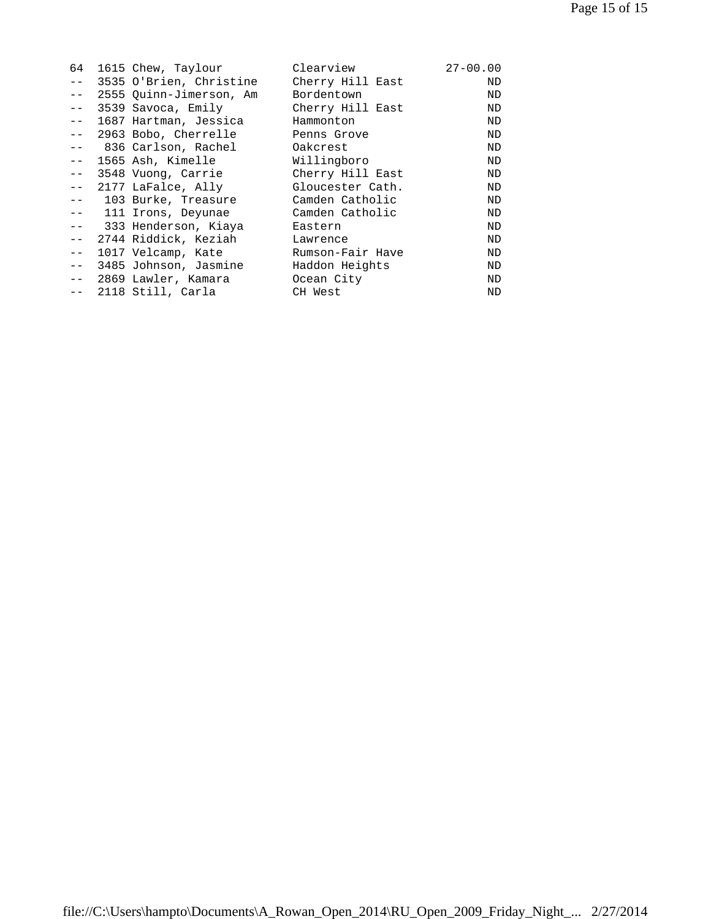| | | | | |
|---|---|---|---|---|
| 64 | 1615 | Chew, Taylour | Clearview | 27-00.00 |
| -- | 3535 | O'Brien, Christine | Cherry Hill East | ND |
| -- | 2555 | Quinn-Jimerson, Am | Bordentown | ND |
| -- | 3539 | Savoca, Emily | Cherry Hill East | ND |
| -- | 1687 | Hartman, Jessica | Hammonton | ND |
| -- | 2963 | Bobo, Cherrelle | Penns Grove | ND |
| -- | 836 | Carlson, Rachel | Oakcrest | ND |
| -- | 1565 | Ash, Kimelle | Willingboro | ND |
| -- | 3548 | Vuong, Carrie | Cherry Hill East | ND |
| -- | 2177 | LaFalce, Ally | Gloucester Cath. | ND |
| -- | 103 | Burke, Treasure | Camden Catholic | ND |
| -- | 111 | Irons, Deyunae | Camden Catholic | ND |
| -- | 333 | Henderson, Kiaya | Eastern | ND |
| -- | 2744 | Riddick, Keziah | Lawrence | ND |
| -- | 1017 | Velcamp, Kate | Rumson-Fair Have | ND |
| -- | 3485 | Johnson, Jasmine | Haddon Heights | ND |
| -- | 2869 | Lawler, Kamara | Ocean City | ND |
| -- | 2118 | Still, Carla | CH West | ND |